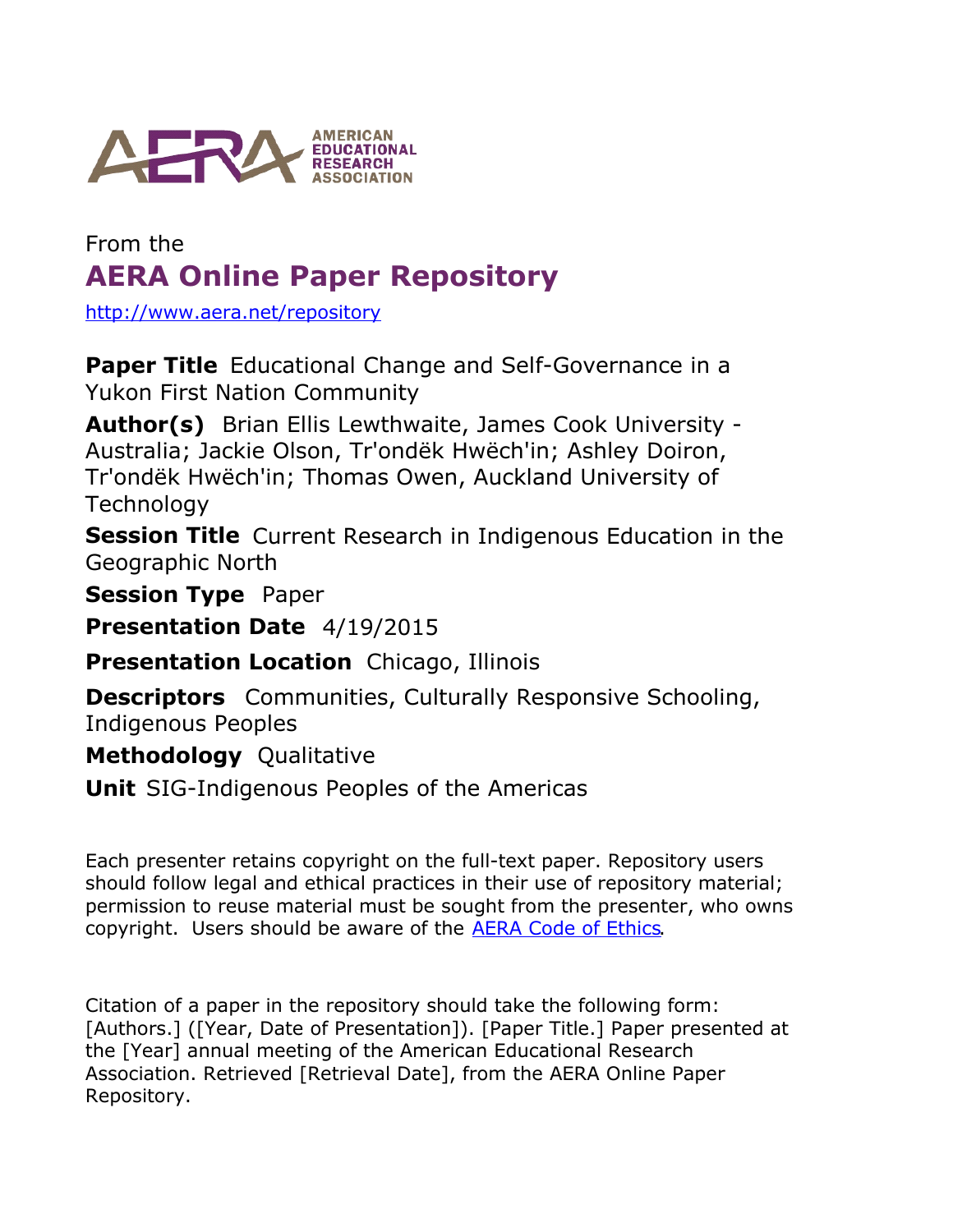AMERICAN EDUCATIONAL RESEARCH ASSOCIATION

From the

# AERA Online Paper Repository

http://www.aera.net/repository

**Paper Title** Educational Change and Self-Governance in a Yukon First Nation Community

**Author(s)** Brian Ellis Lewthwaite, James Cook University - Australia; Jackie Olson, Tr'ondëk Hwëch'in; Ashley Doiron, Tr'ondëk Hwëch'in; Thomas Owen, Auckland University of Technology

**Session Title** Current Research in Indigenous Education in the Geographic North

**Session Type** Paper

**Presentation Date** 4/19/2015

**Presentation Location** Chicago, Illinois

**Descriptors** Communities, Culturally Responsive Schooling, Indigenous Peoples

**Methodology** Qualitative

**Unit** SIG-Indigenous Peoples of the Americas

Each presenter retains copyright on the full-text paper. Repository users should follow legal and ethical practices in their use of repository material; permission to reuse material must be sought from the presenter, who owns copyright. Users should be aware of the AERA Code of Ethics.

Citation of a paper in the repository should take the following form: [Authors.] ([Year, Date of Presentation]). [Paper Title.] Paper presented at the [Year] annual meeting of the American Educational Research Association. Retrieved [Retrieval Date], from the AERA Online Paper Repository.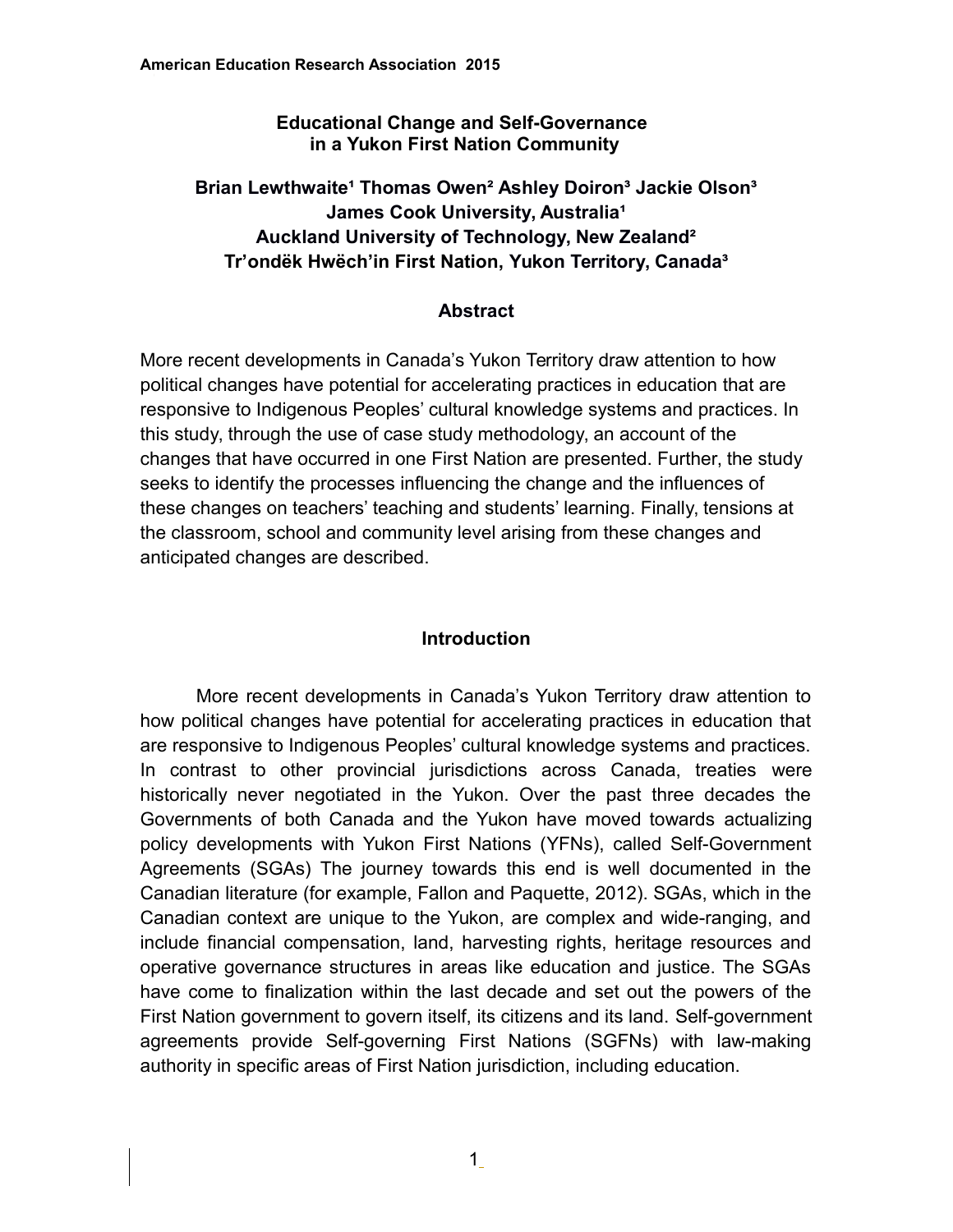# Educational Change and Self-Governance in a Yukon First Nation Community

**Brian Lewthwaite[1] Thomas Owen[2] Ashley Doiron[3] Jackie Olson[3]**
**James Cook University, Australia[1]**
**Auckland University of Technology, New Zealand[2]**
**Tr'ondëk Hwëch'in First Nation, Yukon Territory, Canada[3]**

## Abstract

More recent developments in Canada's Yukon Territory draw attention to how political changes have potential for accelerating practices in education that are responsive to Indigenous Peoples' cultural knowledge systems and practices. In this study, through the use of case study methodology, an account of the changes that have occurred in one First Nation are presented. Further, the study seeks to identify the processes influencing the change and the influences of these changes on teachers' teaching and students' learning. Finally, tensions at the classroom, school and community level arising from these changes and anticipated changes are described.

## Introduction

More recent developments in Canada's Yukon Territory draw attention to how political changes have potential for accelerating practices in education that are responsive to Indigenous Peoples' cultural knowledge systems and practices. In contrast to other provincial jurisdictions across Canada, treaties were historically never negotiated in the Yukon. Over the past three decades the Governments of both Canada and the Yukon have moved towards actualizing policy developments with Yukon First Nations (YFNs), called Self-Government Agreements (SGAs) The journey towards this end is well documented in the Canadian literature (for example, Fallon and Paquette, 2012). SGAs, which in the Canadian context are unique to the Yukon, are complex and wide-ranging, and include financial compensation, land, harvesting rights, heritage resources and operative governance structures in areas like education and justice. The SGAs have come to finalization within the last decade and set out the powers of the First Nation government to govern itself, its citizens and its land. Self-government agreements provide Self-governing First Nations (SGFNs) with law-making authority in specific areas of First Nation jurisdiction, including education.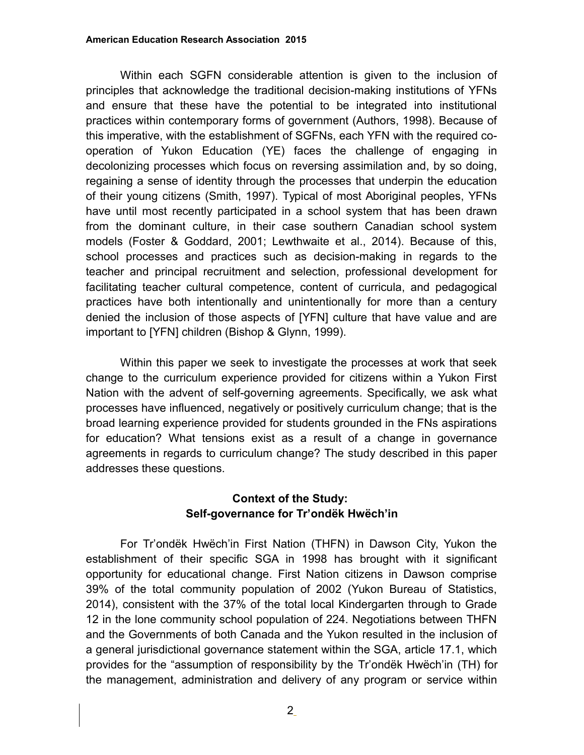Within each SGFN considerable attention is given to the inclusion of principles that acknowledge the traditional decision-making institutions of YFNs and ensure that these have the potential to be integrated into institutional practices within contemporary forms of government (Authors, 1998). Because of this imperative, with the establishment of SGFNs, each YFN with the required co-operation of Yukon Education (YE) faces the challenge of engaging in decolonizing processes which focus on reversing assimilation and, by so doing, regaining a sense of identity through the processes that underpin the education of their young citizens (Smith, 1997). Typical of most Aboriginal peoples, YFNs have until most recently participated in a school system that has been drawn from the dominant culture, in their case southern Canadian school system models (Foster & Goddard, 2001; Lewthwaite et al., 2014). Because of this, school processes and practices such as decision-making in regards to the teacher and principal recruitment and selection, professional development for facilitating teacher cultural competence, content of curricula, and pedagogical practices have both intentionally and unintentionally for more than a century denied the inclusion of those aspects of [YFN] culture that have value and are important to [YFN] children (Bishop & Glynn, 1999).

Within this paper we seek to investigate the processes at work that seek change to the curriculum experience provided for citizens within a Yukon First Nation with the advent of self-governing agreements. Specifically, we ask what processes have influenced, negatively or positively curriculum change; that is the broad learning experience provided for students grounded in the FNs aspirations for education? What tensions exist as a result of a change in governance agreements in regards to curriculum change? The study described in this paper addresses these questions.

## Context of the Study: Self-governance for Tr'ondëk Hwëch'in

For Tr'ondëk Hwëch'in First Nation (THFN) in Dawson City, Yukon the establishment of their specific SGA in 1998 has brought with it significant opportunity for educational change. First Nation citizens in Dawson comprise 39% of the total community population of 2002 (Yukon Bureau of Statistics, 2014), consistent with the 37% of the total local Kindergarten through to Grade 12 in the lone community school population of 224. Negotiations between THFN and the Governments of both Canada and the Yukon resulted in the inclusion of a general jurisdictional governance statement within the SGA, article 17.1, which provides for the "assumption of responsibility by the Tr'ondëk Hwëch'in (TH) for the management, administration and delivery of any program or service within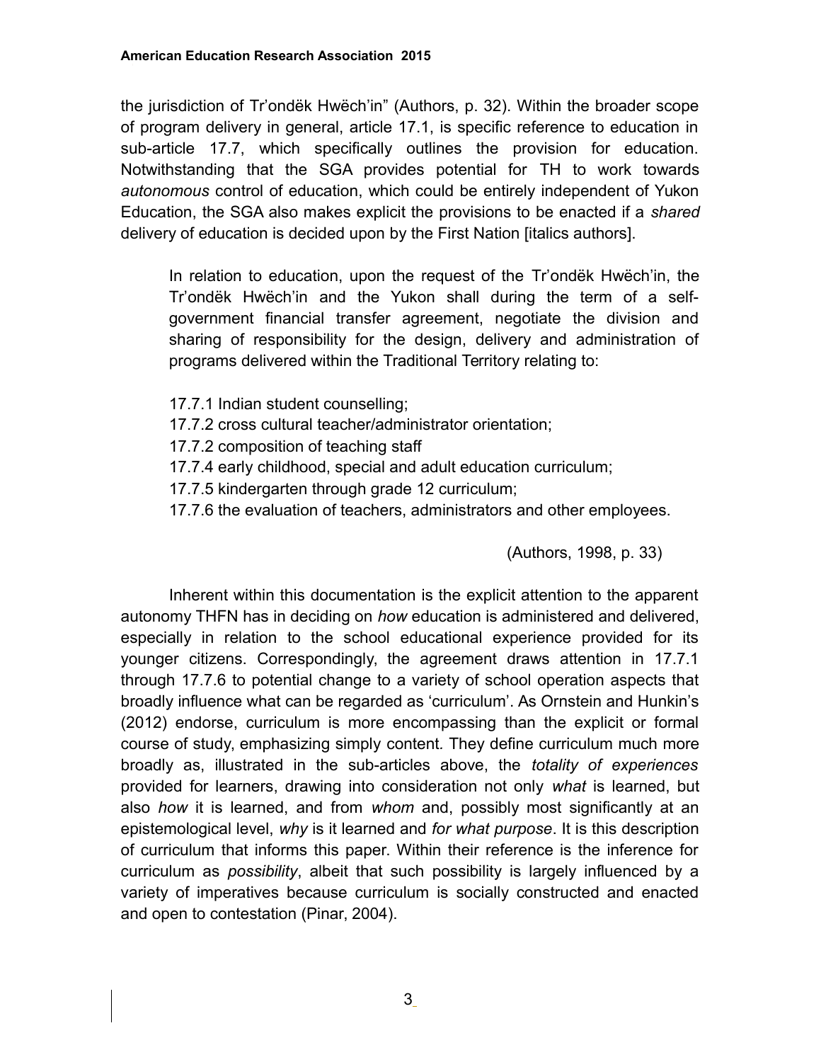the jurisdiction of Tr’ondëk Hwëch’in” (Authors, p. 32). Within the broader scope of program delivery in general, article 17.1, is specific reference to education in sub-article 17.7, which specifically outlines the provision for education. Notwithstanding that the SGA provides potential for TH to work towards *autonomous* control of education, which could be entirely independent of Yukon Education, the SGA also makes explicit the provisions to be enacted if a *shared* delivery of education is decided upon by the First Nation [italics authors].

> In relation to education, upon the request of the Tr’ondëk Hwëch’in, the Tr’ondëk Hwëch’in and the Yukon shall during the term of a self-government financial transfer agreement, negotiate the division and sharing of responsibility for the design, delivery and administration of programs delivered within the Traditional Territory relating to:
>
> 17.7.1 Indian student counselling;
> 17.7.2 cross cultural teacher/administrator orientation;
> 17.7.2 composition of teaching staff
> 17.7.4 early childhood, special and adult education curriculum;
> 17.7.5 kindergarten through grade 12 curriculum;
> 17.7.6 the evaluation of teachers, administrators and other employees.
>
> (Authors, 1998, p. 33)

Inherent within this documentation is the explicit attention to the apparent autonomy THFN has in deciding on *how* education is administered and delivered, especially in relation to the school educational experience provided for its younger citizens. Correspondingly, the agreement draws attention in 17.7.1 through 17.7.6 to potential change to a variety of school operation aspects that broadly influence what can be regarded as ‘curriculum’. As Ornstein and Hunkin’s (2012) endorse, curriculum is more encompassing than the explicit or formal course of study, emphasizing simply content. They define curriculum much more broadly as, illustrated in the sub-articles above, the *totality of experiences* provided for learners, drawing into consideration not only *what* is learned, but also *how* it is learned, and from *whom* and, possibly most significantly at an epistemological level, *why* is it learned and *for what purpose*. It is this description of curriculum that informs this paper. Within their reference is the inference for curriculum as *possibility*, albeit that such possibility is largely influenced by a variety of imperatives because curriculum is socially constructed and enacted and open to contestation (Pinar, 2004).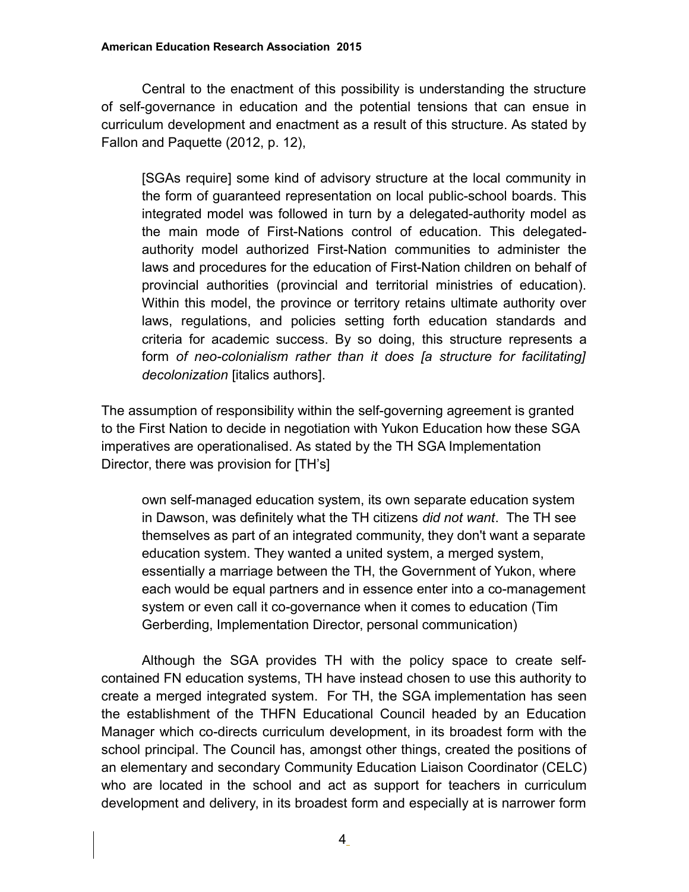Central to the enactment of this possibility is understanding the structure of self-governance in education and the potential tensions that can ensue in curriculum development and enactment as a result of this structure. As stated by Fallon and Paquette (2012, p. 12),

> [SGAs require] some kind of advisory structure at the local community in the form of guaranteed representation on local public-school boards. This integrated model was followed in turn by a delegated-authority model as the main mode of First-Nations control of education. This delegated-authority model authorized First-Nation communities to administer the laws and procedures for the education of First-Nation children on behalf of provincial authorities (provincial and territorial ministries of education). Within this model, the province or territory retains ultimate authority over laws, regulations, and policies setting forth education standards and criteria for academic success. By so doing, this structure represents a form *of neo-colonialism rather than it does [a structure for facilitating] decolonization* [italics authors].

The assumption of responsibility within the self-governing agreement is granted to the First Nation to decide in negotiation with Yukon Education how these SGA imperatives are operationalised. As stated by the TH SGA Implementation Director, there was provision for [TH's]

> own self-managed education system, its own separate education system in Dawson, was definitely what the TH citizens *did not want*. The TH see themselves as part of an integrated community, they don't want a separate education system. They wanted a united system, a merged system, essentially a marriage between the TH, the Government of Yukon, where each would be equal partners and in essence enter into a co-management system or even call it co-governance when it comes to education (Tim Gerberding, Implementation Director, personal communication)

Although the SGA provides TH with the policy space to create self-contained FN education systems, TH have instead chosen to use this authority to create a merged integrated system. For TH, the SGA implementation has seen the establishment of the THFN Educational Council headed by an Education Manager which co-directs curriculum development, in its broadest form with the school principal. The Council has, amongst other things, created the positions of an elementary and secondary Community Education Liaison Coordinator (CELC) who are located in the school and act as support for teachers in curriculum development and delivery, in its broadest form and especially at is narrower form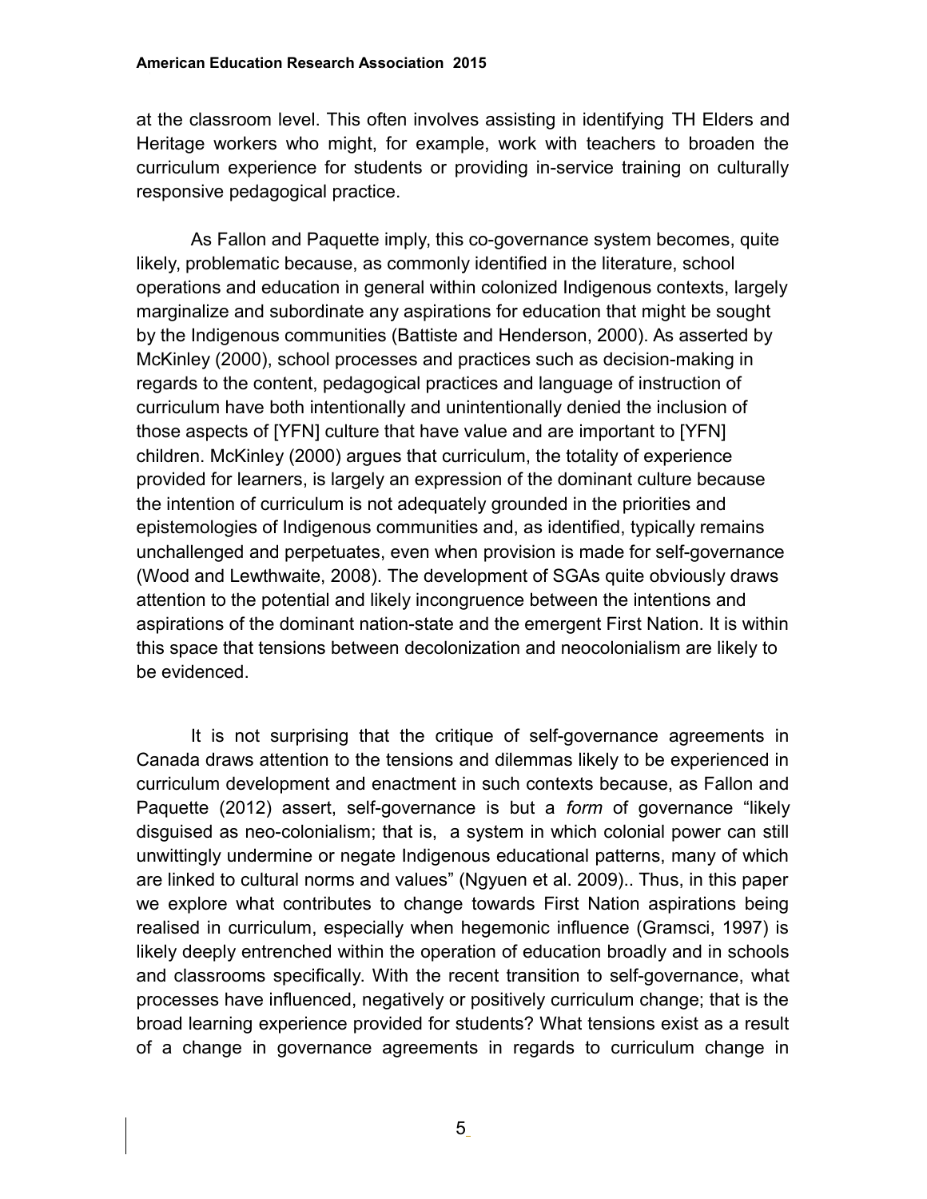at the classroom level. This often involves assisting in identifying TH Elders and Heritage workers who might, for example, work with teachers to broaden the curriculum experience for students or providing in-service training on culturally responsive pedagogical practice.

As Fallon and Paquette imply, this co-governance system becomes, quite likely, problematic because, as commonly identified in the literature, school operations and education in general within colonized Indigenous contexts, largely marginalize and subordinate any aspirations for education that might be sought by the Indigenous communities (Battiste and Henderson, 2000). As asserted by McKinley (2000), school processes and practices such as decision-making in regards to the content, pedagogical practices and language of instruction of curriculum have both intentionally and unintentionally denied the inclusion of those aspects of [YFN] culture that have value and are important to [YFN] children. McKinley (2000) argues that curriculum, the totality of experience provided for learners, is largely an expression of the dominant culture because the intention of curriculum is not adequately grounded in the priorities and epistemologies of Indigenous communities and, as identified, typically remains unchallenged and perpetuates, even when provision is made for self-governance (Wood and Lewthwaite, 2008). The development of SGAs quite obviously draws attention to the potential and likely incongruence between the intentions and aspirations of the dominant nation-state and the emergent First Nation. It is within this space that tensions between decolonization and neocolonialism are likely to be evidenced.

It is not surprising that the critique of self-governance agreements in Canada draws attention to the tensions and dilemmas likely to be experienced in curriculum development and enactment in such contexts because, as Fallon and Paquette (2012) assert, self-governance is but a *form* of governance "likely disguised as neo-colonialism; that is, a system in which colonial power can still unwittingly undermine or negate Indigenous educational patterns, many of which are linked to cultural norms and values" (Ngyuen et al. 2009).. Thus, in this paper we explore what contributes to change towards First Nation aspirations being realised in curriculum, especially when hegemonic influence (Gramsci, 1997) is likely deeply entrenched within the operation of education broadly and in schools and classrooms specifically. With the recent transition to self-governance, what processes have influenced, negatively or positively curriculum change; that is the broad learning experience provided for students? What tensions exist as a result of a change in governance agreements in regards to curriculum change in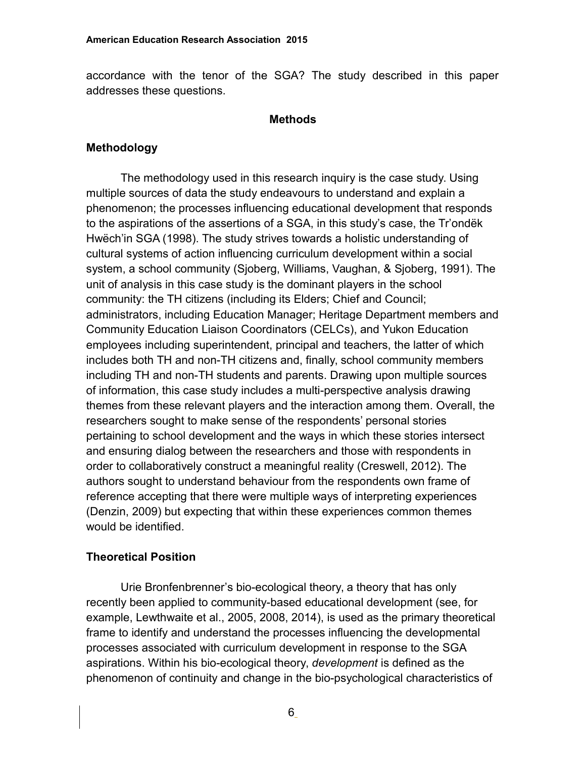accordance with the tenor of the SGA? The study described in this paper addresses these questions.

## Methods

### Methodology

The methodology used in this research inquiry is the case study. Using multiple sources of data the study endeavours to understand and explain a phenomenon; the processes influencing educational development that responds to the aspirations of the assertions of a SGA, in this study's case, the Tr'ondëk Hwëch'in SGA (1998). The study strives towards a holistic understanding of cultural systems of action influencing curriculum development within a social system, a school community (Sjoberg, Williams, Vaughan, & Sjoberg, 1991). The unit of analysis in this case study is the dominant players in the school community: the TH citizens (including its Elders; Chief and Council; administrators, including Education Manager; Heritage Department members and Community Education Liaison Coordinators (CELCs), and Yukon Education employees including superintendent, principal and teachers, the latter of which includes both TH and non-TH citizens and, finally, school community members including TH and non-TH students and parents. Drawing upon multiple sources of information, this case study includes a multi-perspective analysis drawing themes from these relevant players and the interaction among them. Overall, the researchers sought to make sense of the respondents' personal stories pertaining to school development and the ways in which these stories intersect and ensuring dialog between the researchers and those with respondents in order to collaboratively construct a meaningful reality (Creswell, 2012). The authors sought to understand behaviour from the respondents own frame of reference accepting that there were multiple ways of interpreting experiences (Denzin, 2009) but expecting that within these experiences common themes would be identified.

### Theoretical Position

Urie Bronfenbrenner's bio-ecological theory, a theory that has only recently been applied to community-based educational development (see, for example, Lewthwaite et al., 2005, 2008, 2014), is used as the primary theoretical frame to identify and understand the processes influencing the developmental processes associated with curriculum development in response to the SGA aspirations. Within his bio-ecological theory, *development* is defined as the phenomenon of continuity and change in the bio-psychological characteristics of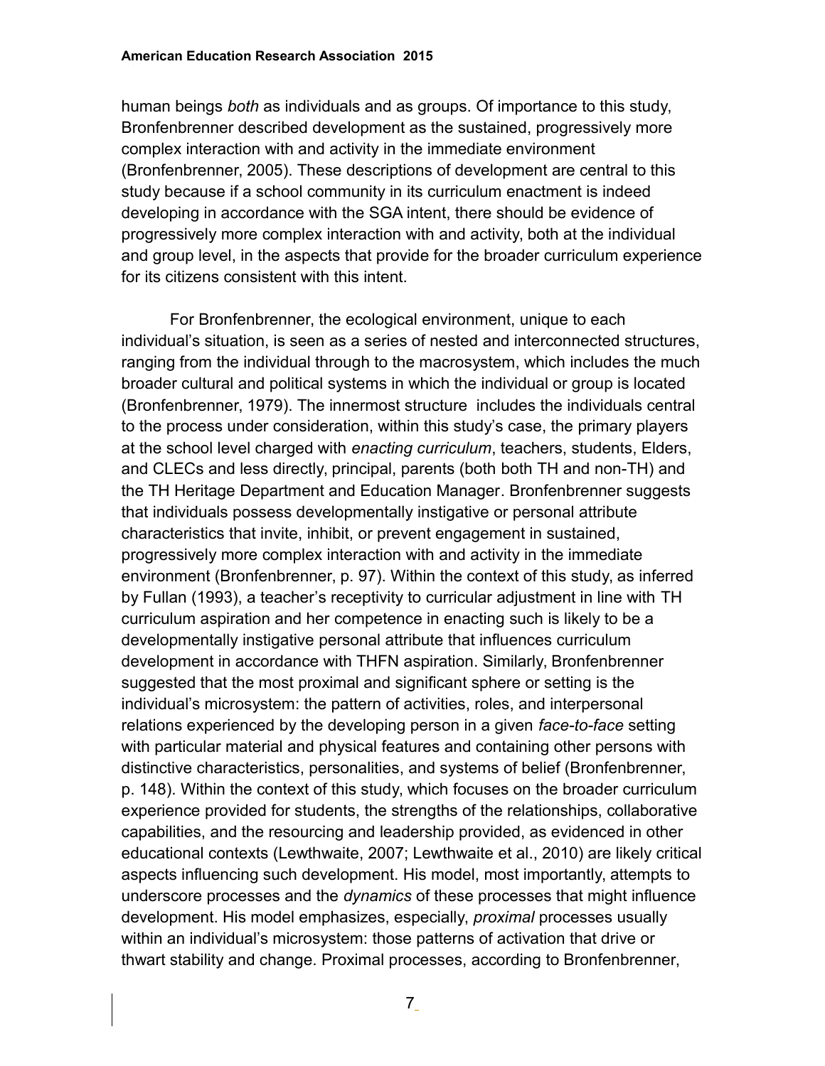human beings *both* as individuals and as groups. Of importance to this study, Bronfenbrenner described development as the sustained, progressively more complex interaction with and activity in the immediate environment (Bronfenbrenner, 2005). These descriptions of development are central to this study because if a school community in its curriculum enactment is indeed developing in accordance with the SGA intent, there should be evidence of progressively more complex interaction with and activity, both at the individual and group level, in the aspects that provide for the broader curriculum experience for its citizens consistent with this intent.

For Bronfenbrenner, the ecological environment, unique to each individual's situation, is seen as a series of nested and interconnected structures, ranging from the individual through to the macrosystem, which includes the much broader cultural and political systems in which the individual or group is located (Bronfenbrenner, 1979). The innermost structure includes the individuals central to the process under consideration, within this study's case, the primary players at the school level charged with *enacting curriculum*, teachers, students, Elders, and CLECs and less directly, principal, parents (both both TH and non-TH) and the TH Heritage Department and Education Manager. Bronfenbrenner suggests that individuals possess developmentally instigative or personal attribute characteristics that invite, inhibit, or prevent engagement in sustained, progressively more complex interaction with and activity in the immediate environment (Bronfenbrenner, p. 97). Within the context of this study, as inferred by Fullan (1993), a teacher's receptivity to curricular adjustment in line with TH curriculum aspiration and her competence in enacting such is likely to be a developmentally instigative personal attribute that influences curriculum development in accordance with THFN aspiration. Similarly, Bronfenbrenner suggested that the most proximal and significant sphere or setting is the individual's microsystem: the pattern of activities, roles, and interpersonal relations experienced by the developing person in a given *face-to-face* setting with particular material and physical features and containing other persons with distinctive characteristics, personalities, and systems of belief (Bronfenbrenner, p. 148). Within the context of this study, which focuses on the broader curriculum experience provided for students, the strengths of the relationships, collaborative capabilities, and the resourcing and leadership provided, as evidenced in other educational contexts (Lewthwaite, 2007; Lewthwaite et al., 2010) are likely critical aspects influencing such development. His model, most importantly, attempts to underscore processes and the *dynamics* of these processes that might influence development. His model emphasizes, especially, *proximal* processes usually within an individual's microsystem: those patterns of activation that drive or thwart stability and change. Proximal processes, according to Bronfenbrenner,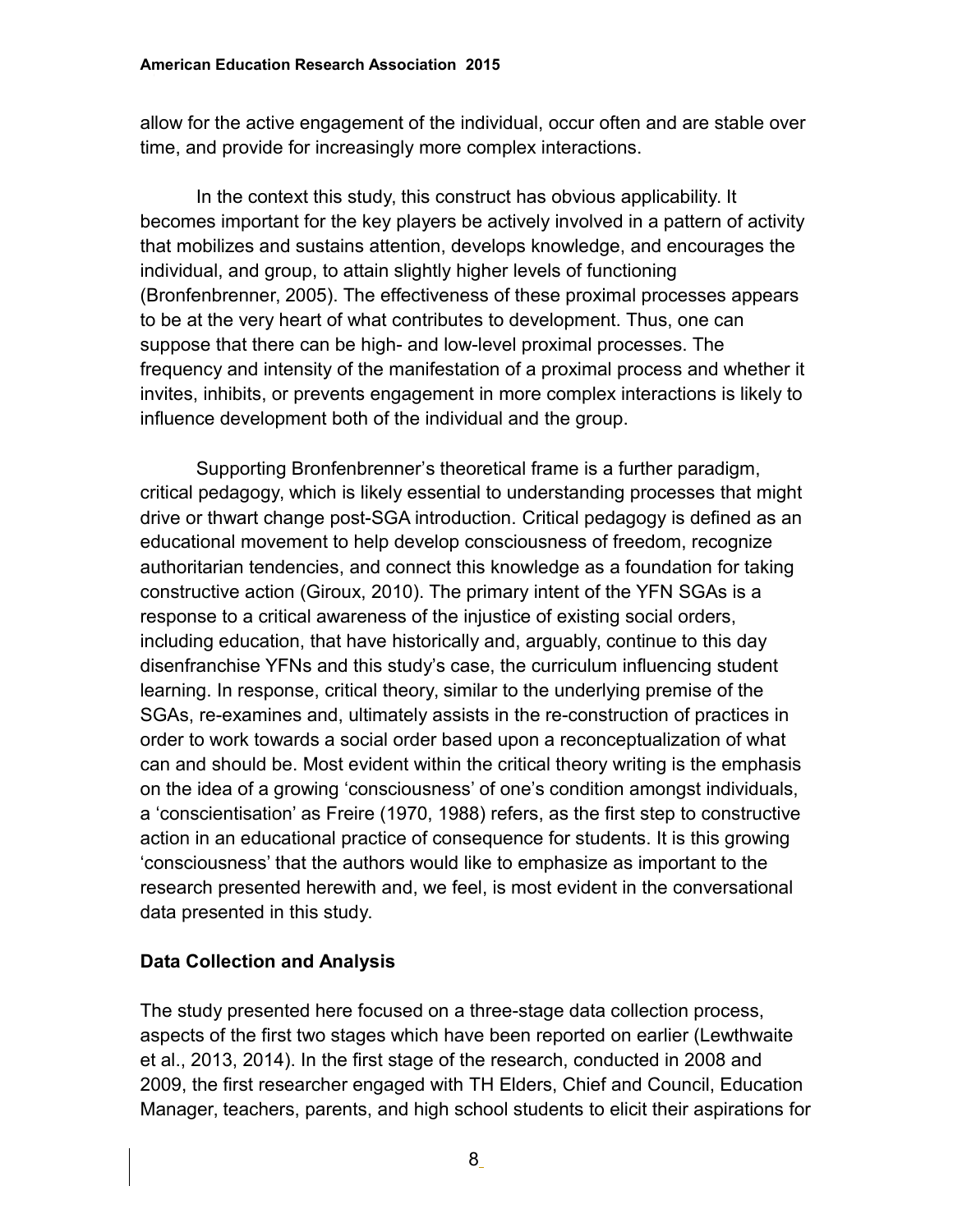allow for the active engagement of the individual, occur often and are stable over time, and provide for increasingly more complex interactions.

In the context this study, this construct has obvious applicability. It becomes important for the key players be actively involved in a pattern of activity that mobilizes and sustains attention, develops knowledge, and encourages the individual, and group, to attain slightly higher levels of functioning (Bronfenbrenner, 2005). The effectiveness of these proximal processes appears to be at the very heart of what contributes to development. Thus, one can suppose that there can be high- and low-level proximal processes. The frequency and intensity of the manifestation of a proximal process and whether it invites, inhibits, or prevents engagement in more complex interactions is likely to influence development both of the individual and the group.

Supporting Bronfenbrenner's theoretical frame is a further paradigm, critical pedagogy, which is likely essential to understanding processes that might drive or thwart change post-SGA introduction. Critical pedagogy is defined as an educational movement to help develop consciousness of freedom, recognize authoritarian tendencies, and connect this knowledge as a foundation for taking constructive action (Giroux, 2010). The primary intent of the YFN SGAs is a response to a critical awareness of the injustice of existing social orders, including education, that have historically and, arguably, continue to this day disenfranchise YFNs and this study's case, the curriculum influencing student learning. In response, critical theory, similar to the underlying premise of the SGAs, re-examines and, ultimately assists in the re-construction of practices in order to work towards a social order based upon a reconceptualization of what can and should be. Most evident within the critical theory writing is the emphasis on the idea of a growing 'consciousness' of one's condition amongst individuals, a 'conscientisation' as Freire (1970, 1988) refers, as the first step to constructive action in an educational practice of consequence for students. It is this growing 'consciousness' that the authors would like to emphasize as important to the research presented herewith and, we feel, is most evident in the conversational data presented in this study.

## Data Collection and Analysis

The study presented here focused on a three-stage data collection process, aspects of the first two stages which have been reported on earlier (Lewthwaite et al., 2013, 2014). In the first stage of the research, conducted in 2008 and 2009, the first researcher engaged with TH Elders, Chief and Council, Education Manager, teachers, parents, and high school students to elicit their aspirations for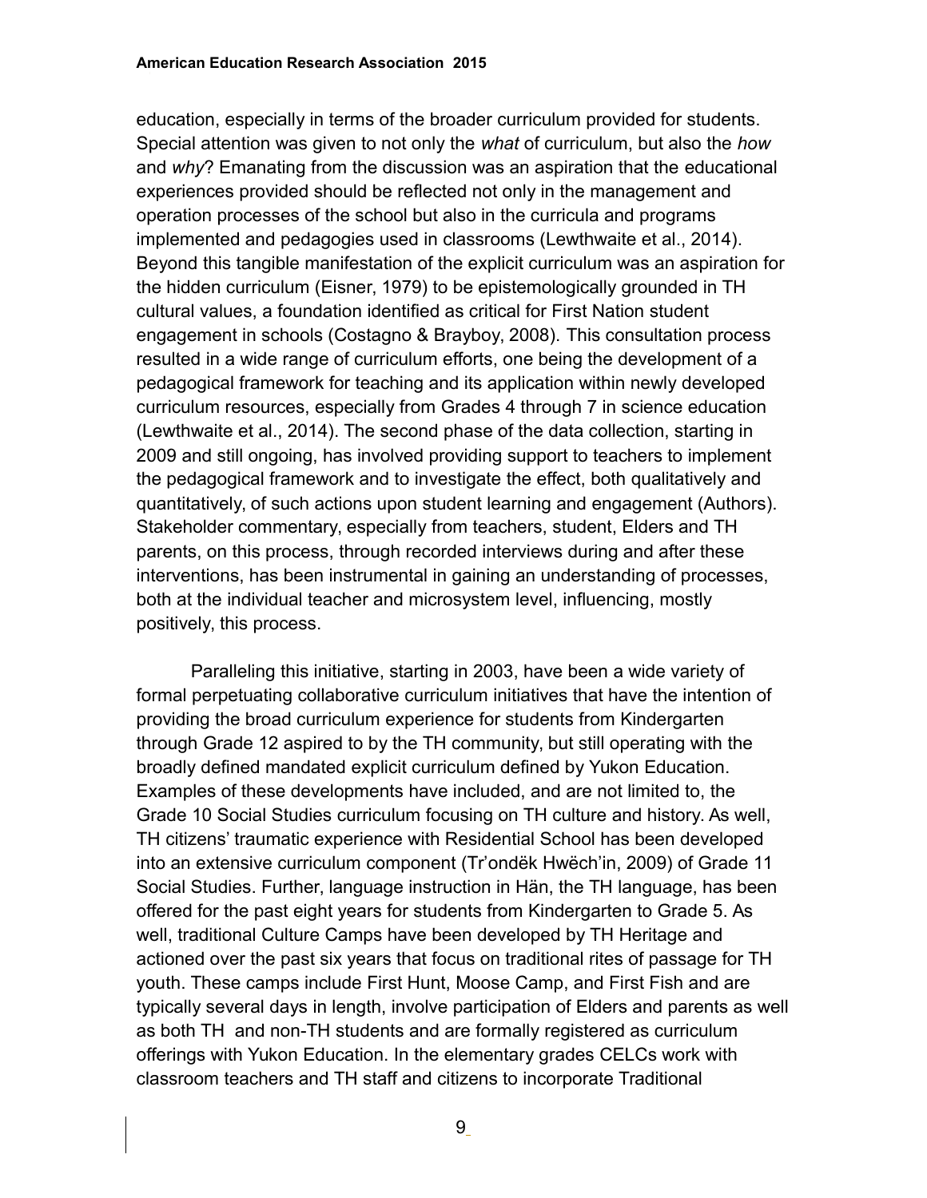education, especially in terms of the broader curriculum provided for students. Special attention was given to not only the *what* of curriculum, but also the *how* and *why*? Emanating from the discussion was an aspiration that the educational experiences provided should be reflected not only in the management and operation processes of the school but also in the curricula and programs implemented and pedagogies used in classrooms (Lewthwaite et al., 2014). Beyond this tangible manifestation of the explicit curriculum was an aspiration for the hidden curriculum (Eisner, 1979) to be epistemologically grounded in TH cultural values, a foundation identified as critical for First Nation student engagement in schools (Costagno & Brayboy, 2008). This consultation process resulted in a wide range of curriculum efforts, one being the development of a pedagogical framework for teaching and its application within newly developed curriculum resources, especially from Grades 4 through 7 in science education (Lewthwaite et al., 2014). The second phase of the data collection, starting in 2009 and still ongoing, has involved providing support to teachers to implement the pedagogical framework and to investigate the effect, both qualitatively and quantitatively, of such actions upon student learning and engagement (Authors). Stakeholder commentary, especially from teachers, student, Elders and TH parents, on this process, through recorded interviews during and after these interventions, has been instrumental in gaining an understanding of processes, both at the individual teacher and microsystem level, influencing, mostly positively, this process.

Paralleling this initiative, starting in 2003, have been a wide variety of formal perpetuating collaborative curriculum initiatives that have the intention of providing the broad curriculum experience for students from Kindergarten through Grade 12 aspired to by the TH community, but still operating with the broadly defined mandated explicit curriculum defined by Yukon Education. Examples of these developments have included, and are not limited to, the Grade 10 Social Studies curriculum focusing on TH culture and history. As well, TH citizens' traumatic experience with Residential School has been developed into an extensive curriculum component (Tr'ondëk Hwëch'in, 2009) of Grade 11 Social Studies. Further, language instruction in Hän, the TH language, has been offered for the past eight years for students from Kindergarten to Grade 5. As well, traditional Culture Camps have been developed by TH Heritage and actioned over the past six years that focus on traditional rites of passage for TH youth. These camps include First Hunt, Moose Camp, and First Fish and are typically several days in length, involve participation of Elders and parents as well as both TH and non-TH students and are formally registered as curriculum offerings with Yukon Education. In the elementary grades CELCs work with classroom teachers and TH staff and citizens to incorporate Traditional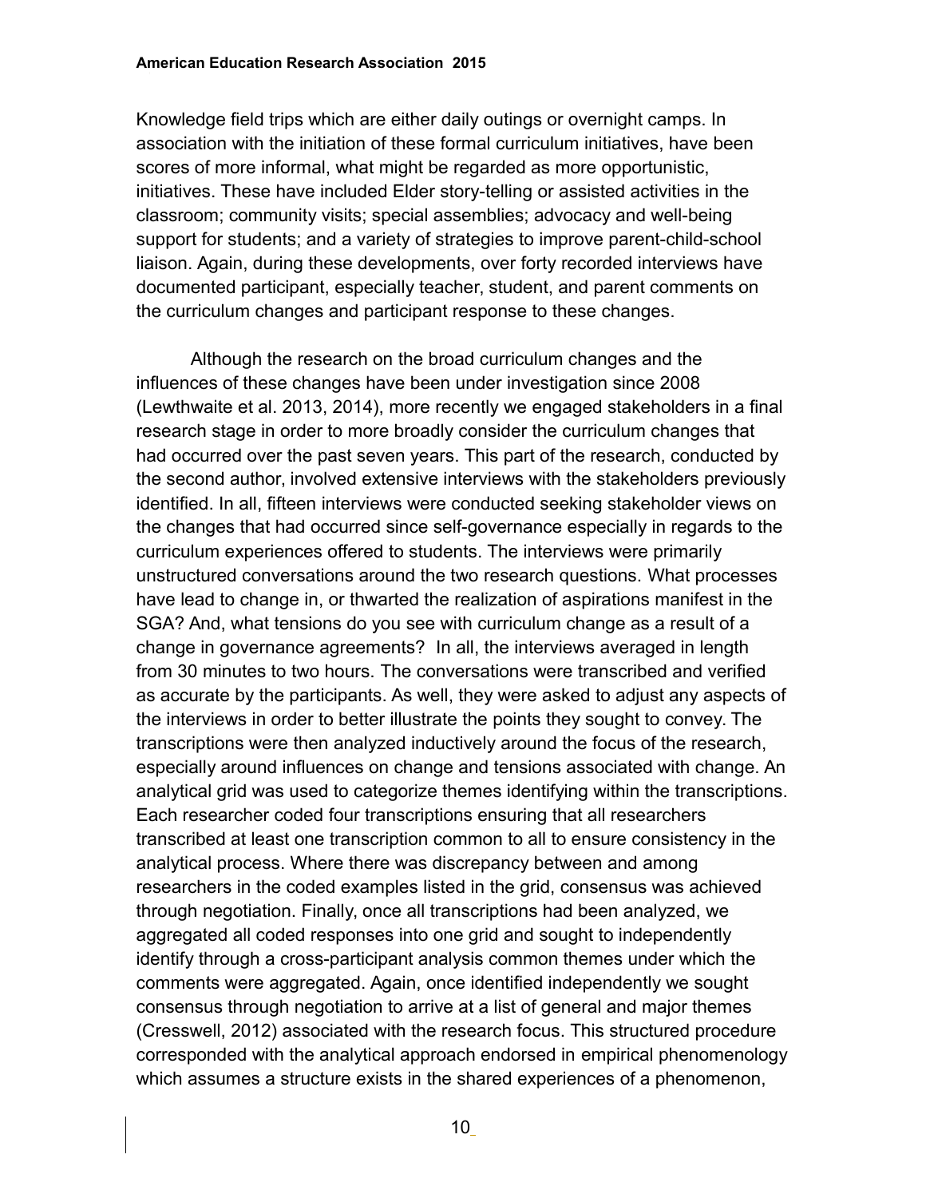Knowledge field trips which are either daily outings or overnight camps. In association with the initiation of these formal curriculum initiatives, have been scores of more informal, what might be regarded as more opportunistic, initiatives. These have included Elder story-telling or assisted activities in the classroom; community visits; special assemblies; advocacy and well-being support for students; and a variety of strategies to improve parent-child-school liaison. Again, during these developments, over forty recorded interviews have documented participant, especially teacher, student, and parent comments on the curriculum changes and participant response to these changes.

Although the research on the broad curriculum changes and the influences of these changes have been under investigation since 2008 (Lewthwaite et al. 2013, 2014), more recently we engaged stakeholders in a final research stage in order to more broadly consider the curriculum changes that had occurred over the past seven years. This part of the research, conducted by the second author, involved extensive interviews with the stakeholders previously identified. In all, fifteen interviews were conducted seeking stakeholder views on the changes that had occurred since self-governance especially in regards to the curriculum experiences offered to students. The interviews were primarily unstructured conversations around the two research questions. What processes have lead to change in, or thwarted the realization of aspirations manifest in the SGA? And, what tensions do you see with curriculum change as a result of a change in governance agreements? In all, the interviews averaged in length from 30 minutes to two hours. The conversations were transcribed and verified as accurate by the participants. As well, they were asked to adjust any aspects of the interviews in order to better illustrate the points they sought to convey. The transcriptions were then analyzed inductively around the focus of the research, especially around influences on change and tensions associated with change. An analytical grid was used to categorize themes identifying within the transcriptions. Each researcher coded four transcriptions ensuring that all researchers transcribed at least one transcription common to all to ensure consistency in the analytical process. Where there was discrepancy between and among researchers in the coded examples listed in the grid, consensus was achieved through negotiation. Finally, once all transcriptions had been analyzed, we aggregated all coded responses into one grid and sought to independently identify through a cross-participant analysis common themes under which the comments were aggregated. Again, once identified independently we sought consensus through negotiation to arrive at a list of general and major themes (Cresswell, 2012) associated with the research focus. This structured procedure corresponded with the analytical approach endorsed in empirical phenomenology which assumes a structure exists in the shared experiences of a phenomenon,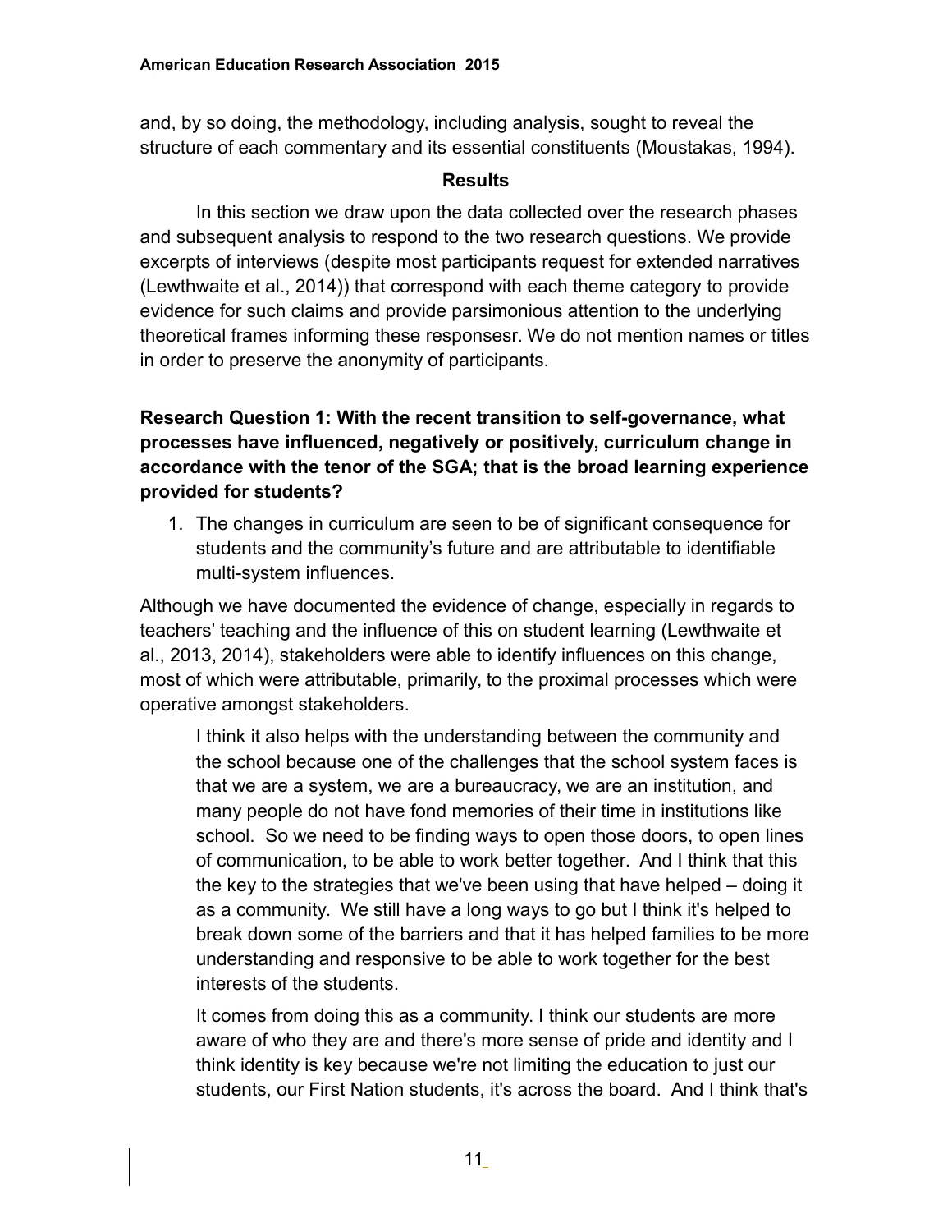and, by so doing, the methodology, including analysis, sought to reveal the structure of each commentary and its essential constituents (Moustakas, 1994).

## Results

In this section we draw upon the data collected over the research phases and subsequent analysis to respond to the two research questions. We provide excerpts of interviews (despite most participants request for extended narratives (Lewthwaite et al., 2014)) that correspond with each theme category to provide evidence for such claims and provide parsimonious attention to the underlying theoretical frames informing these responsesr. We do not mention names or titles in order to preserve the anonymity of participants.

### Research Question 1: With the recent transition to self-governance, what processes have influenced, negatively or positively, curriculum change in accordance with the tenor of the SGA; that is the broad learning experience provided for students?

1. The changes in curriculum are seen to be of significant consequence for students and the community's future and are attributable to identifiable multi-system influences.

Although we have documented the evidence of change, especially in regards to teachers' teaching and the influence of this on student learning (Lewthwaite et al., 2013, 2014), stakeholders were able to identify influences on this change, most of which were attributable, primarily, to the proximal processes which were operative amongst stakeholders.

> I think it also helps with the understanding between the community and the school because one of the challenges that the school system faces is that we are a system, we are a bureaucracy, we are an institution, and many people do not have fond memories of their time in institutions like school. So we need to be finding ways to open those doors, to open lines of communication, to be able to work better together. And I think that this the key to the strategies that we've been using that have helped – doing it as a community. We still have a long ways to go but I think it's helped to break down some of the barriers and that it has helped families to be more understanding and responsive to be able to work together for the best interests of the students.
>
> It comes from doing this as a community. I think our students are more aware of who they are and there's more sense of pride and identity and I think identity is key because we're not limiting the education to just our students, our First Nation students, it's across the board. And I think that's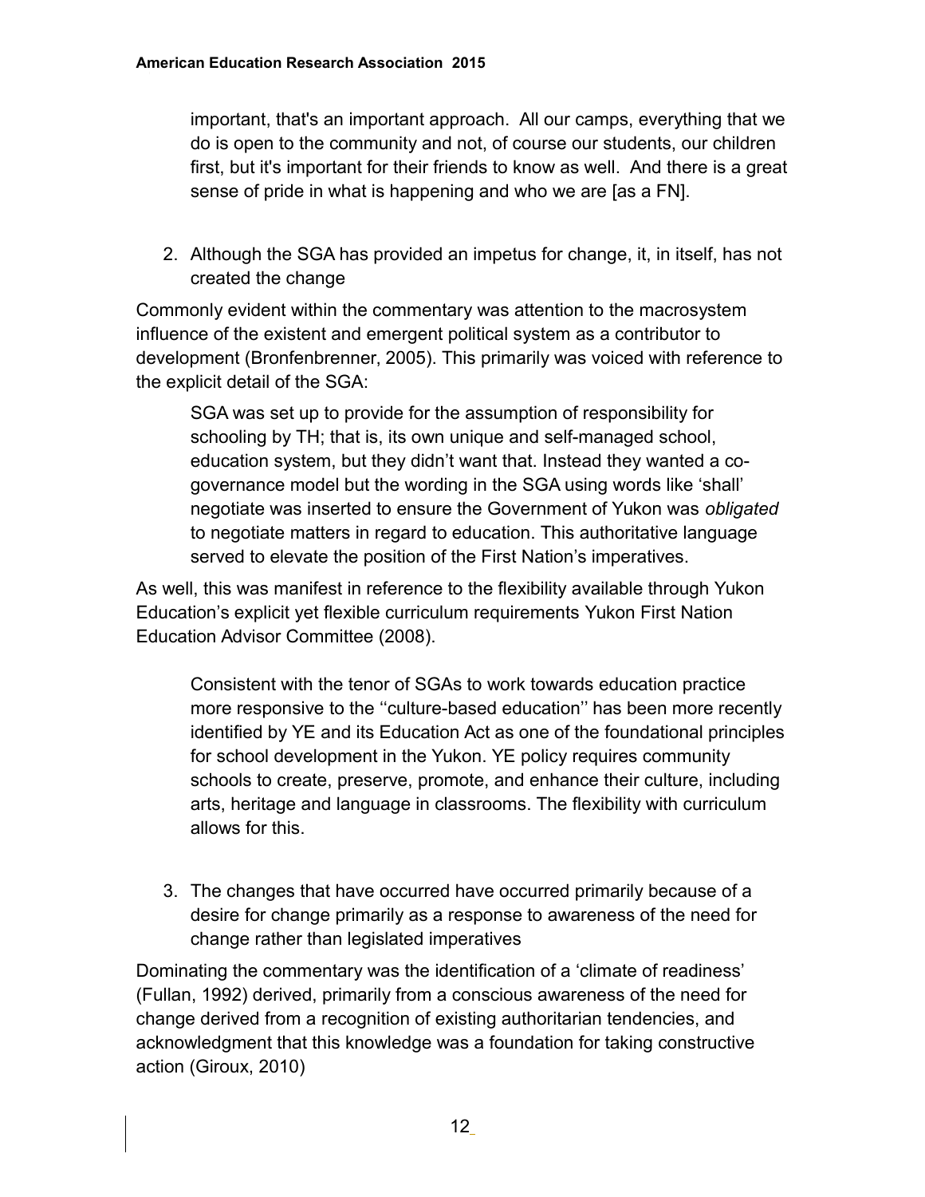> important, that's an important approach. All our camps, everything that we do is open to the community and not, of course our students, our children first, but it's important for their friends to know as well. And there is a great sense of pride in what is happening and who we are [as a FN].

2. Although the SGA has provided an impetus for change, it, in itself, has not created the change

Commonly evident within the commentary was attention to the macrosystem influence of the existent and emergent political system as a contributor to development (Bronfenbrenner, 2005). This primarily was voiced with reference to the explicit detail of the SGA:

> SGA was set up to provide for the assumption of responsibility for schooling by TH; that is, its own unique and self-managed school, education system, but they didn't want that. Instead they wanted a co-governance model but the wording in the SGA using words like 'shall' negotiate was inserted to ensure the Government of Yukon was *obligated* to negotiate matters in regard to education. This authoritative language served to elevate the position of the First Nation's imperatives.

As well, this was manifest in reference to the flexibility available through Yukon Education's explicit yet flexible curriculum requirements Yukon First Nation Education Advisor Committee (2008).

> Consistent with the tenor of SGAs to work towards education practice more responsive to the ''culture-based education'' has been more recently identified by YE and its Education Act as one of the foundational principles for school development in the Yukon. YE policy requires community schools to create, preserve, promote, and enhance their culture, including arts, heritage and language in classrooms. The flexibility with curriculum allows for this.

3. The changes that have occurred have occurred primarily because of a desire for change primarily as a response to awareness of the need for change rather than legislated imperatives

Dominating the commentary was the identification of a 'climate of readiness' (Fullan, 1992) derived, primarily from a conscious awareness of the need for change derived from a recognition of existing authoritarian tendencies, and acknowledgment that this knowledge was a foundation for taking constructive action (Giroux, 2010)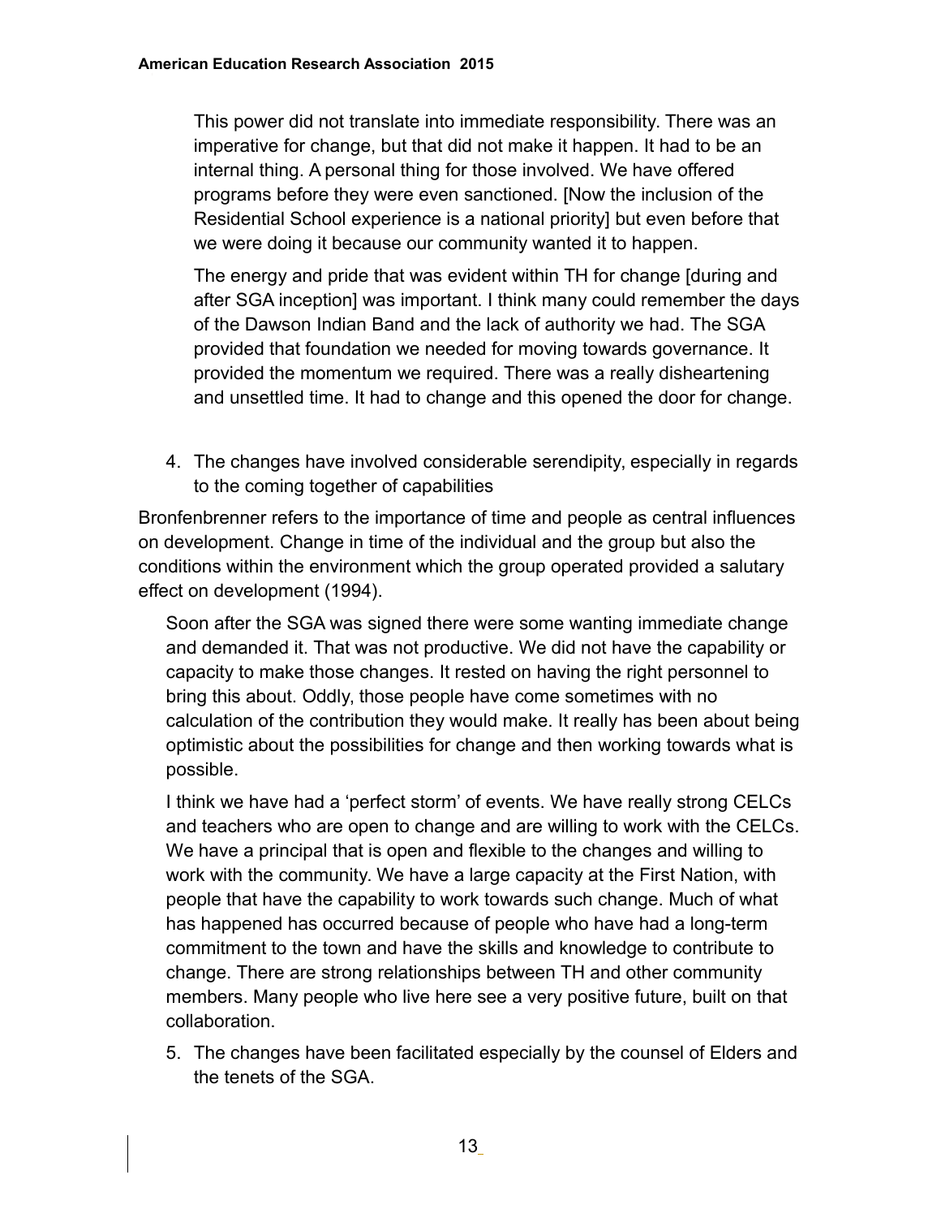> This power did not translate into immediate responsibility. There was an imperative for change, but that did not make it happen. It had to be an internal thing. A personal thing for those involved. We have offered programs before they were even sanctioned. [Now the inclusion of the Residential School experience is a national priority] but even before that we were doing it because our community wanted it to happen.
>
> The energy and pride that was evident within TH for change [during and after SGA inception] was important. I think many could remember the days of the Dawson Indian Band and the lack of authority we had. The SGA provided that foundation we needed for moving towards governance. It provided the momentum we required. There was a really disheartening and unsettled time. It had to change and this opened the door for change.

4. The changes have involved considerable serendipity, especially in regards to the coming together of capabilities

Bronfenbrenner refers to the importance of time and people as central influences on development. Change in time of the individual and the group but also the conditions within the environment which the group operated provided a salutary effect on development (1994).

> Soon after the SGA was signed there were some wanting immediate change and demanded it. That was not productive. We did not have the capability or capacity to make those changes. It rested on having the right personnel to bring this about. Oddly, those people have come sometimes with no calculation of the contribution they would make. It really has been about being optimistic about the possibilities for change and then working towards what is possible.
>
> I think we have had a 'perfect storm' of events. We have really strong CELCs and teachers who are open to change and are willing to work with the CELCs. We have a principal that is open and flexible to the changes and willing to work with the community. We have a large capacity at the First Nation, with people that have the capability to work towards such change. Much of what has happened has occurred because of people who have had a long-term commitment to the town and have the skills and knowledge to contribute to change. There are strong relationships between TH and other community members. Many people who live here see a very positive future, built on that collaboration.

5. The changes have been facilitated especially by the counsel of Elders and the tenets of the SGA.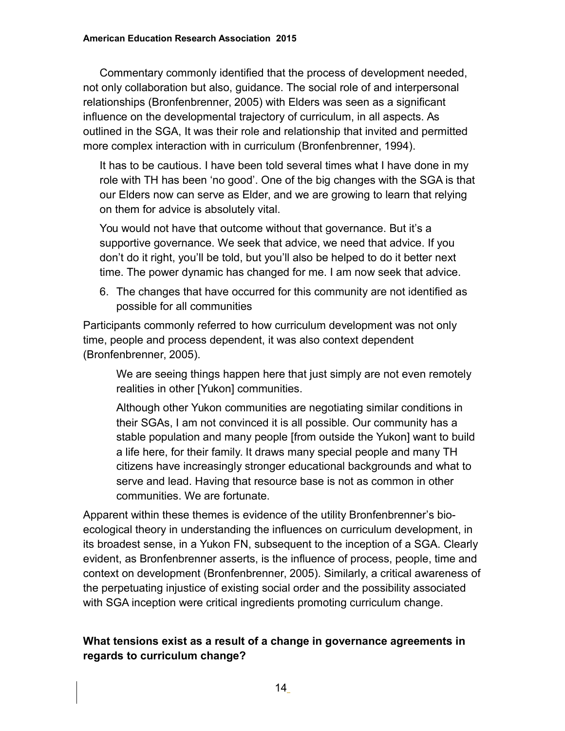Commentary commonly identified that the process of development needed, not only collaboration but also, guidance. The social role of and interpersonal relationships (Bronfenbrenner, 2005) with Elders was seen as a significant influence on the developmental trajectory of curriculum, in all aspects. As outlined in the SGA, It was their role and relationship that invited and permitted more complex interaction with in curriculum (Bronfenbrenner, 1994).

> It has to be cautious. I have been told several times what I have done in my role with TH has been 'no good'. One of the big changes with the SGA is that our Elders now can serve as Elder, and we are growing to learn that relying on them for advice is absolutely vital.
>
> You would not have that outcome without that governance. But it's a supportive governance. We seek that advice, we need that advice. If you don't do it right, you'll be told, but you'll also be helped to do it better next time. The power dynamic has changed for me. I am now seek that advice.

6. The changes that have occurred for this community are not identified as possible for all communities

Participants commonly referred to how curriculum development was not only time, people and process dependent, it was also context dependent (Bronfenbrenner, 2005).

> We are seeing things happen here that just simply are not even remotely realities in other [Yukon] communities.
>
> Although other Yukon communities are negotiating similar conditions in their SGAs, I am not convinced it is all possible. Our community has a stable population and many people [from outside the Yukon] want to build a life here, for their family. It draws many special people and many TH citizens have increasingly stronger educational backgrounds and what to serve and lead. Having that resource base is not as common in other communities. We are fortunate.

Apparent within these themes is evidence of the utility Bronfenbrenner's bio-ecological theory in understanding the influences on curriculum development, in its broadest sense, in a Yukon FN, subsequent to the inception of a SGA. Clearly evident, as Bronfenbrenner asserts, is the influence of process, people, time and context on development (Bronfenbrenner, 2005). Similarly, a critical awareness of the perpetuating injustice of existing social order and the possibility associated with SGA inception were critical ingredients promoting curriculum change.

**What tensions exist as a result of a change in governance agreements in regards to curriculum change?**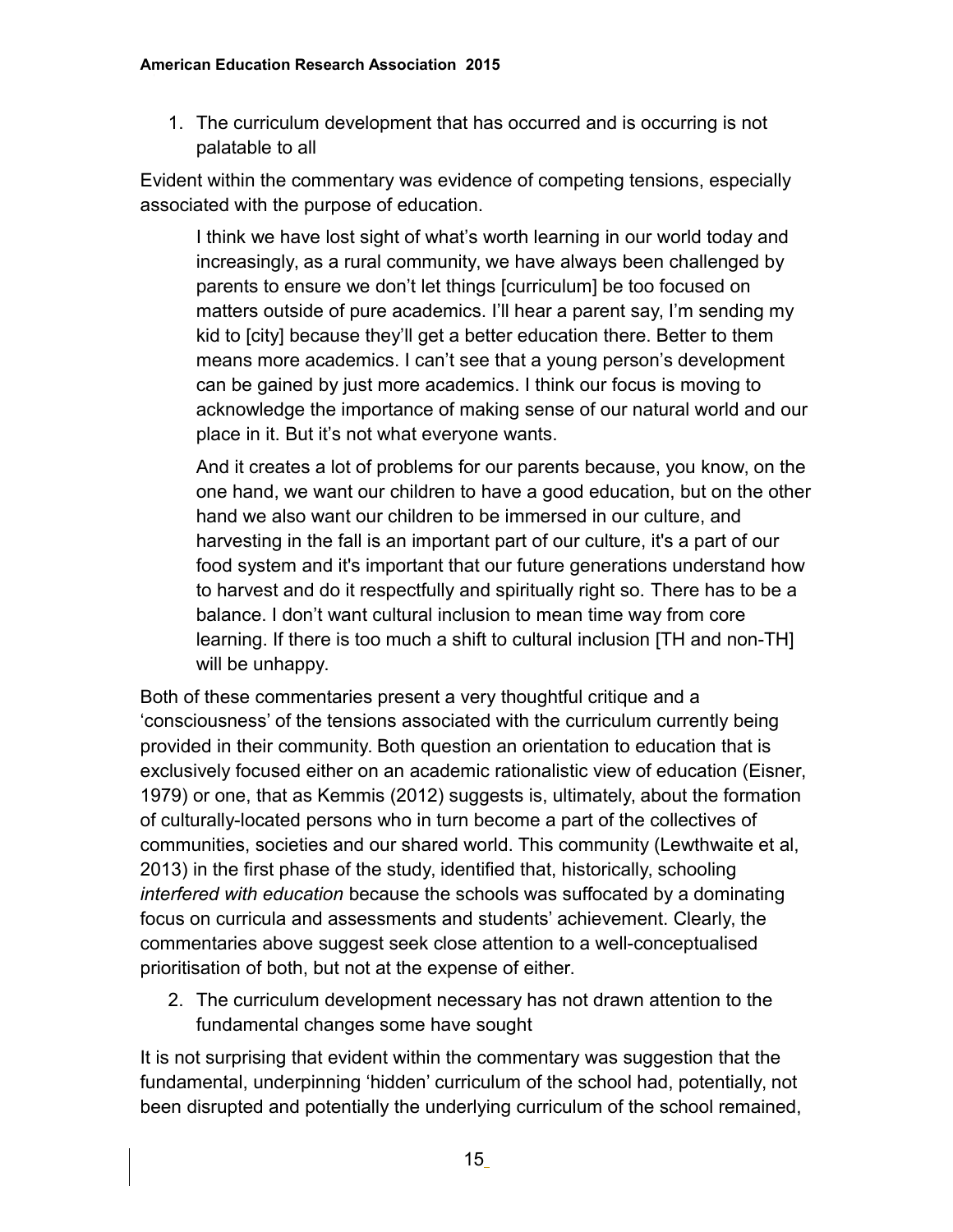1. The curriculum development that has occurred and is occurring is not palatable to all

Evident within the commentary was evidence of competing tensions, especially associated with the purpose of education.

> I think we have lost sight of what's worth learning in our world today and increasingly, as a rural community, we have always been challenged by parents to ensure we don't let things [curriculum] be too focused on matters outside of pure academics. I'll hear a parent say, I'm sending my kid to [city] because they'll get a better education there. Better to them means more academics. I can't see that a young person's development can be gained by just more academics. I think our focus is moving to acknowledge the importance of making sense of our natural world and our place in it. But it's not what everyone wants.
>
> And it creates a lot of problems for our parents because, you know, on the one hand, we want our children to have a good education, but on the other hand we also want our children to be immersed in our culture, and harvesting in the fall is an important part of our culture, it's a part of our food system and it's important that our future generations understand how to harvest and do it respectfully and spiritually right so. There has to be a balance. I don't want cultural inclusion to mean time way from core learning. If there is too much a shift to cultural inclusion [TH and non-TH] will be unhappy.

Both of these commentaries present a very thoughtful critique and a 'consciousness' of the tensions associated with the curriculum currently being provided in their community. Both question an orientation to education that is exclusively focused either on an academic rationalistic view of education (Eisner, 1979) or one, that as Kemmis (2012) suggests is, ultimately, about the formation of culturally-located persons who in turn become a part of the collectives of communities, societies and our shared world. This community (Lewthwaite et al, 2013) in the first phase of the study, identified that, historically, schooling *interfered with education* because the schools was suffocated by a dominating focus on curricula and assessments and students' achievement. Clearly, the commentaries above suggest seek close attention to a well-conceptualised prioritisation of both, but not at the expense of either.

2. The curriculum development necessary has not drawn attention to the fundamental changes some have sought

It is not surprising that evident within the commentary was suggestion that the fundamental, underpinning 'hidden' curriculum of the school had, potentially, not been disrupted and potentially the underlying curriculum of the school remained,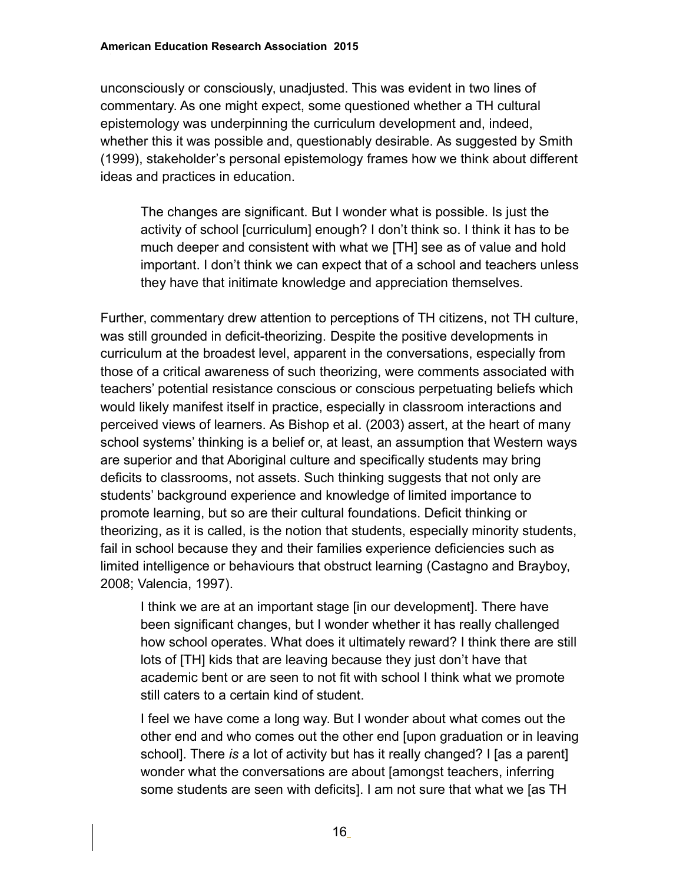unconsciously or consciously, unadjusted. This was evident in two lines of commentary. As one might expect, some questioned whether a TH cultural epistemology was underpinning the curriculum development and, indeed, whether this it was possible and, questionably desirable. As suggested by Smith (1999), stakeholder's personal epistemology frames how we think about different ideas and practices in education.

> The changes are significant. But I wonder what is possible. Is just the activity of school [curriculum] enough? I don't think so. I think it has to be much deeper and consistent with what we [TH] see as of value and hold important. I don't think we can expect that of a school and teachers unless they have that initimate knowledge and appreciation themselves.

Further, commentary drew attention to perceptions of TH citizens, not TH culture, was still grounded in deficit-theorizing. Despite the positive developments in curriculum at the broadest level, apparent in the conversations, especially from those of a critical awareness of such theorizing, were comments associated with teachers' potential resistance conscious or conscious perpetuating beliefs which would likely manifest itself in practice, especially in classroom interactions and perceived views of learners. As Bishop et al. (2003) assert, at the heart of many school systems' thinking is a belief or, at least, an assumption that Western ways are superior and that Aboriginal culture and specifically students may bring deficits to classrooms, not assets. Such thinking suggests that not only are students' background experience and knowledge of limited importance to promote learning, but so are their cultural foundations. Deficit thinking or theorizing, as it is called, is the notion that students, especially minority students, fail in school because they and their families experience deficiencies such as limited intelligence or behaviours that obstruct learning (Castagno and Brayboy, 2008; Valencia, 1997).

> I think we are at an important stage [in our development]. There have been significant changes, but I wonder whether it has really challenged how school operates. What does it ultimately reward? I think there are still lots of [TH] kids that are leaving because they just don't have that academic bent or are seen to not fit with school I think what we promote still caters to a certain kind of student.
>
> I feel we have come a long way. But I wonder about what comes out the other end and who comes out the other end [upon graduation or in leaving school]. There *is* a lot of activity but has it really changed? I [as a parent] wonder what the conversations are about [amongst teachers, inferring some students are seen with deficits]. I am not sure that what we [as TH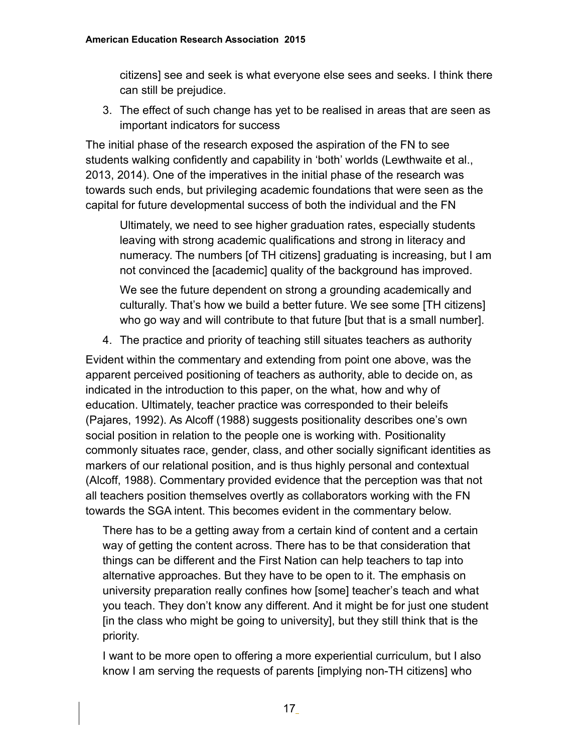> citizens] see and seek is what everyone else sees and seeks. I think there can still be prejudice.

3. The effect of such change has yet to be realised in areas that are seen as important indicators for success

The initial phase of the research exposed the aspiration of the FN to see students walking confidently and capability in 'both' worlds (Lewthwaite et al., 2013, 2014). One of the imperatives in the initial phase of the research was towards such ends, but privileging academic foundations that were seen as the capital for future developmental success of both the individual and the FN

> Ultimately, we need to see higher graduation rates, especially students leaving with strong academic qualifications and strong in literacy and numeracy. The numbers [of TH citizens] graduating is increasing, but I am not convinced the [academic] quality of the background has improved.
>
> We see the future dependent on strong a grounding academically and culturally. That's how we build a better future. We see some [TH citizens] who go way and will contribute to that future [but that is a small number].

4. The practice and priority of teaching still situates teachers as authority

Evident within the commentary and extending from point one above, was the apparent perceived positioning of teachers as authority, able to decide on, as indicated in the introduction to this paper, on the what, how and why of education. Ultimately, teacher practice was corresponded to their beleifs (Pajares, 1992). As Alcoff (1988) suggests positionality describes one's own social position in relation to the people one is working with. Positionality commonly situates race, gender, class, and other socially significant identities as markers of our relational position, and is thus highly personal and contextual (Alcoff, 1988). Commentary provided evidence that the perception was that not all teachers position themselves overtly as collaborators working with the FN towards the SGA intent. This becomes evident in the commentary below.

> There has to be a getting away from a certain kind of content and a certain way of getting the content across. There has to be that consideration that things can be different and the First Nation can help teachers to tap into alternative approaches. But they have to be open to it. The emphasis on university preparation really confines how [some] teacher's teach and what you teach. They don't know any different. And it might be for just one student [in the class who might be going to university], but they still think that is the priority.
>
> I want to be more open to offering a more experiential curriculum, but I also know I am serving the requests of parents [implying non-TH citizens] who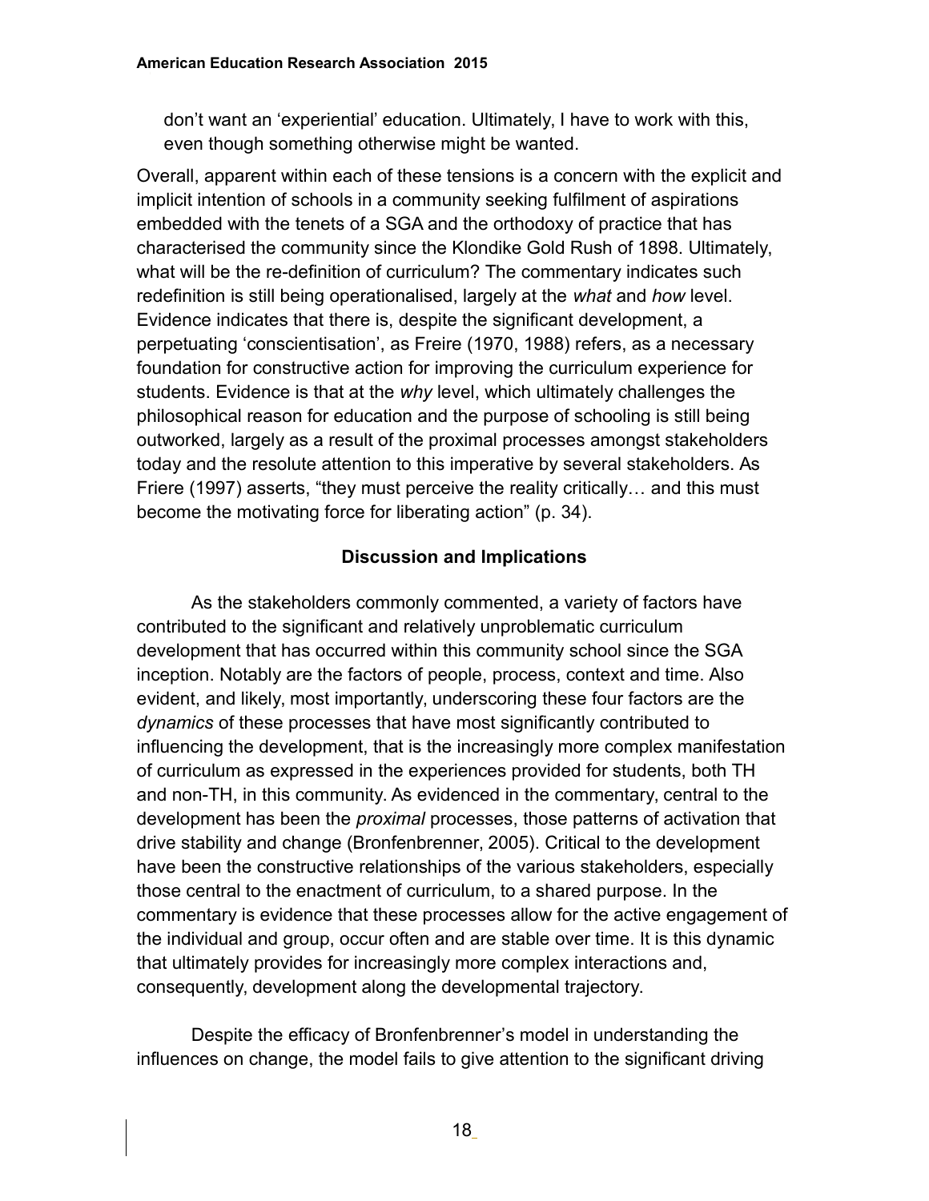don't want an 'experiential' education. Ultimately, I have to work with this, even though something otherwise might be wanted.

Overall, apparent within each of these tensions is a concern with the explicit and implicit intention of schools in a community seeking fulfilment of aspirations embedded with the tenets of a SGA and the orthodoxy of practice that has characterised the community since the Klondike Gold Rush of 1898. Ultimately, what will be the re-definition of curriculum? The commentary indicates such redefinition is still being operationalised, largely at the *what* and *how* level. Evidence indicates that there is, despite the significant development, a perpetuating 'conscientisation', as Freire (1970, 1988) refers, as a necessary foundation for constructive action for improving the curriculum experience for students. Evidence is that at the *why* level, which ultimately challenges the philosophical reason for education and the purpose of schooling is still being outworked, largely as a result of the proximal processes amongst stakeholders today and the resolute attention to this imperative by several stakeholders. As Friere (1997) asserts, "they must perceive the reality critically… and this must become the motivating force for liberating action" (p. 34).

## Discussion and Implications

As the stakeholders commonly commented, a variety of factors have contributed to the significant and relatively unproblematic curriculum development that has occurred within this community school since the SGA inception. Notably are the factors of people, process, context and time. Also evident, and likely, most importantly, underscoring these four factors are the *dynamics* of these processes that have most significantly contributed to influencing the development, that is the increasingly more complex manifestation of curriculum as expressed in the experiences provided for students, both TH and non-TH, in this community. As evidenced in the commentary, central to the development has been the *proximal* processes, those patterns of activation that drive stability and change (Bronfenbrenner, 2005). Critical to the development have been the constructive relationships of the various stakeholders, especially those central to the enactment of curriculum, to a shared purpose. In the commentary is evidence that these processes allow for the active engagement of the individual and group, occur often and are stable over time. It is this dynamic that ultimately provides for increasingly more complex interactions and, consequently, development along the developmental trajectory.

Despite the efficacy of Bronfenbrenner's model in understanding the influences on change, the model fails to give attention to the significant driving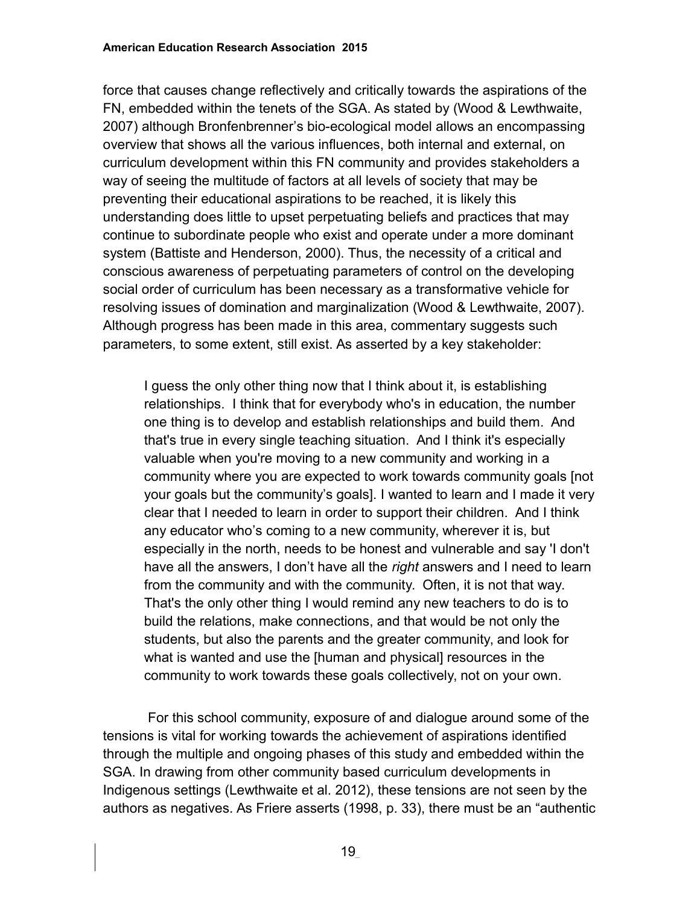force that causes change reflectively and critically towards the aspirations of the FN, embedded within the tenets of the SGA. As stated by (Wood & Lewthwaite, 2007) although Bronfenbrenner's bio-ecological model allows an encompassing overview that shows all the various influences, both internal and external, on curriculum development within this FN community and provides stakeholders a way of seeing the multitude of factors at all levels of society that may be preventing their educational aspirations to be reached, it is likely this understanding does little to upset perpetuating beliefs and practices that may continue to subordinate people who exist and operate under a more dominant system (Battiste and Henderson, 2000). Thus, the necessity of a critical and conscious awareness of perpetuating parameters of control on the developing social order of curriculum has been necessary as a transformative vehicle for resolving issues of domination and marginalization (Wood & Lewthwaite, 2007). Although progress has been made in this area, commentary suggests such parameters, to some extent, still exist. As asserted by a key stakeholder:

> I guess the only other thing now that I think about it, is establishing relationships. I think that for everybody who's in education, the number one thing is to develop and establish relationships and build them. And that's true in every single teaching situation. And I think it's especially valuable when you're moving to a new community and working in a community where you are expected to work towards community goals [not your goals but the community's goals]. I wanted to learn and I made it very clear that I needed to learn in order to support their children. And I think any educator who's coming to a new community, wherever it is, but especially in the north, needs to be honest and vulnerable and say 'I don't have all the answers, I don't have all the *right* answers and I need to learn from the community and with the community. Often, it is not that way. That's the only other thing I would remind any new teachers to do is to build the relations, make connections, and that would be not only the students, but also the parents and the greater community, and look for what is wanted and use the [human and physical] resources in the community to work towards these goals collectively, not on your own.

For this school community, exposure of and dialogue around some of the tensions is vital for working towards the achievement of aspirations identified through the multiple and ongoing phases of this study and embedded within the SGA. In drawing from other community based curriculum developments in Indigenous settings (Lewthwaite et al. 2012), these tensions are not seen by the authors as negatives. As Friere asserts (1998, p. 33), there must be an "authentic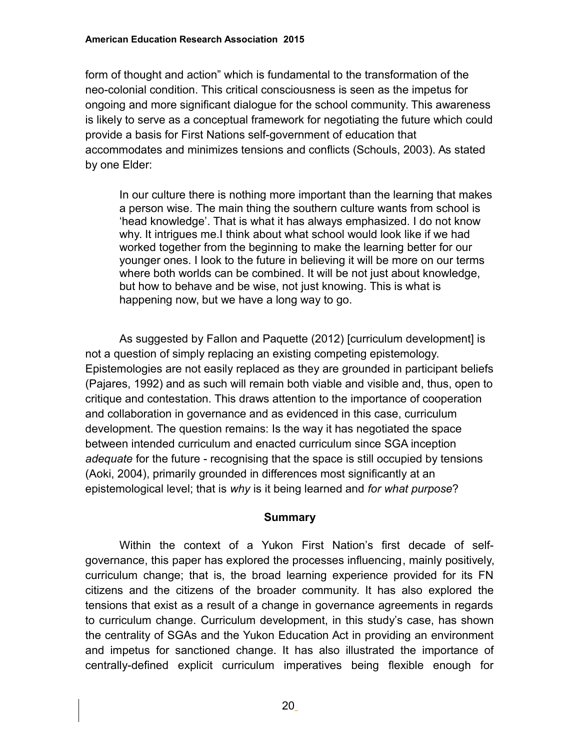form of thought and action" which is fundamental to the transformation of the neo-colonial condition. This critical consciousness is seen as the impetus for ongoing and more significant dialogue for the school community. This awareness is likely to serve as a conceptual framework for negotiating the future which could provide a basis for First Nations self-government of education that accommodates and minimizes tensions and conflicts (Schouls, 2003). As stated by one Elder:

> In our culture there is nothing more important than the learning that makes a person wise. The main thing the southern culture wants from school is 'head knowledge'. That is what it has always emphasized. I do not know why. It intrigues me.I think about what school would look like if we had worked together from the beginning to make the learning better for our younger ones. I look to the future in believing it will be more on our terms where both worlds can be combined. It will be not just about knowledge, but how to behave and be wise, not just knowing. This is what is happening now, but we have a long way to go.

As suggested by Fallon and Paquette (2012) [curriculum development] is not a question of simply replacing an existing competing epistemology. Epistemologies are not easily replaced as they are grounded in participant beliefs (Pajares, 1992) and as such will remain both viable and visible and, thus, open to critique and contestation. This draws attention to the importance of cooperation and collaboration in governance and as evidenced in this case, curriculum development. The question remains: Is the way it has negotiated the space between intended curriculum and enacted curriculum since SGA inception *adequate* for the future - recognising that the space is still occupied by tensions (Aoki, 2004), primarily grounded in differences most significantly at an epistemological level; that is *why* is it being learned and *for what purpose*?

## Summary

Within the context of a Yukon First Nation's first decade of self-governance, this paper has explored the processes influencing, mainly positively, curriculum change; that is, the broad learning experience provided for its FN citizens and the citizens of the broader community. It has also explored the tensions that exist as a result of a change in governance agreements in regards to curriculum change. Curriculum development, in this study's case, has shown the centrality of SGAs and the Yukon Education Act in providing an environment and impetus for sanctioned change. It has also illustrated the importance of centrally-defined explicit curriculum imperatives being flexible enough for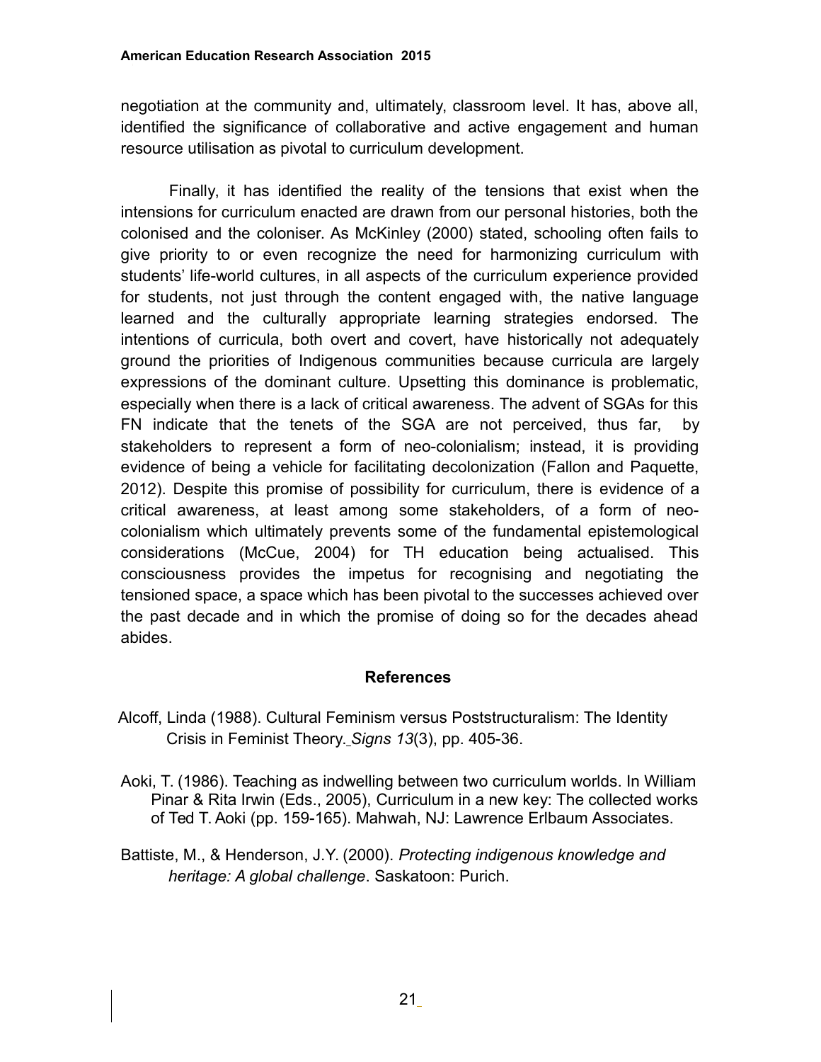negotiation at the community and, ultimately, classroom level. It has, above all, identified the significance of collaborative and active engagement and human resource utilisation as pivotal to curriculum development.

Finally, it has identified the reality of the tensions that exist when the intensions for curriculum enacted are drawn from our personal histories, both the colonised and the coloniser. As McKinley (2000) stated, schooling often fails to give priority to or even recognize the need for harmonizing curriculum with students' life-world cultures, in all aspects of the curriculum experience provided for students, not just through the content engaged with, the native language learned and the culturally appropriate learning strategies endorsed. The intentions of curricula, both overt and covert, have historically not adequately ground the priorities of Indigenous communities because curricula are largely expressions of the dominant culture. Upsetting this dominance is problematic, especially when there is a lack of critical awareness. The advent of SGAs for this FN indicate that the tenets of the SGA are not perceived, thus far, by stakeholders to represent a form of neo-colonialism; instead, it is providing evidence of being a vehicle for facilitating decolonization (Fallon and Paquette, 2012). Despite this promise of possibility for curriculum, there is evidence of a critical awareness, at least among some stakeholders, of a form of neo-colonialism which ultimately prevents some of the fundamental epistemological considerations (McCue, 2004) for TH education being actualised. This consciousness provides the impetus for recognising and negotiating the tensioned space, a space which has been pivotal to the successes achieved over the past decade and in which the promise of doing so for the decades ahead abides.

## References

Alcoff, Linda (1988). Cultural Feminism versus Poststructuralism: The Identity Crisis in Feminist Theory. *Signs 13*(3), pp. 405-36.

Aoki, T. (1986). Teaching as indwelling between two curriculum worlds. In William Pinar & Rita Irwin (Eds., 2005), Curriculum in a new key: The collected works of Ted T. Aoki (pp. 159-165). Mahwah, NJ: Lawrence Erlbaum Associates.

Battiste, M., & Henderson, J.Y. (2000). *Protecting indigenous knowledge and heritage: A global challenge*. Saskatoon: Purich.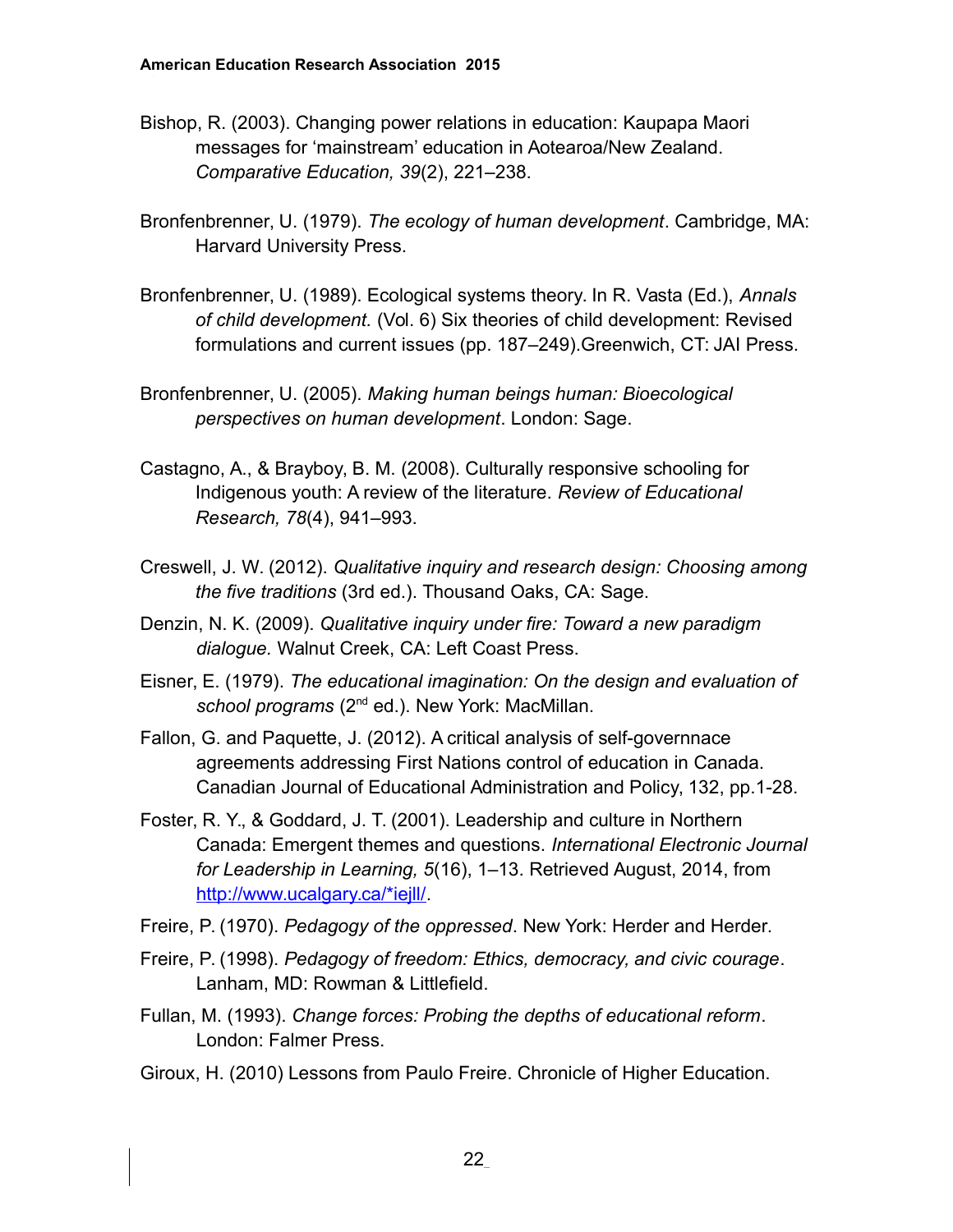Bishop, R. (2003). Changing power relations in education: Kaupapa Maori messages for 'mainstream' education in Aotearoa/New Zealand. *Comparative Education, 39*(2), 221–238.

Bronfenbrenner, U. (1979). *The ecology of human development*. Cambridge, MA: Harvard University Press.

Bronfenbrenner, U. (1989). Ecological systems theory. In R. Vasta (Ed.), *Annals of child development.* (Vol. 6) Six theories of child development: Revised formulations and current issues (pp. 187–249).Greenwich, CT: JAI Press.

Bronfenbrenner, U. (2005). *Making human beings human: Bioecological perspectives on human development*. London: Sage.

Castagno, A., & Brayboy, B. M. (2008). Culturally responsive schooling for Indigenous youth: A review of the literature. *Review of Educational Research, 78*(4), 941–993.

Creswell, J. W. (2012). *Qualitative inquiry and research design: Choosing among the five traditions* (3rd ed.). Thousand Oaks, CA: Sage.

Denzin, N. K. (2009). *Qualitative inquiry under fire: Toward a new paradigm dialogue.* Walnut Creek, CA: Left Coast Press.

Eisner, E. (1979). *The educational imagination: On the design and evaluation of school programs* (2nd ed.). New York: MacMillan.

Fallon, G. and Paquette, J. (2012). A critical analysis of self-governnace agreements addressing First Nations control of education in Canada. Canadian Journal of Educational Administration and Policy, 132, pp.1-28.

Foster, R. Y., & Goddard, J. T. (2001). Leadership and culture in Northern Canada: Emergent themes and questions. *International Electronic Journal for Leadership in Learning, 5*(16), 1–13. Retrieved August, 2014, from http://www.ucalgary.ca/*iejll/.

Freire, P. (1970). *Pedagogy of the oppressed*. New York: Herder and Herder.

Freire, P. (1998). *Pedagogy of freedom: Ethics, democracy, and civic courage*. Lanham, MD: Rowman & Littlefield.

Fullan, M. (1993). *Change forces: Probing the depths of educational reform*. London: Falmer Press.

Giroux, H. (2010) Lessons from Paulo Freire. Chronicle of Higher Education.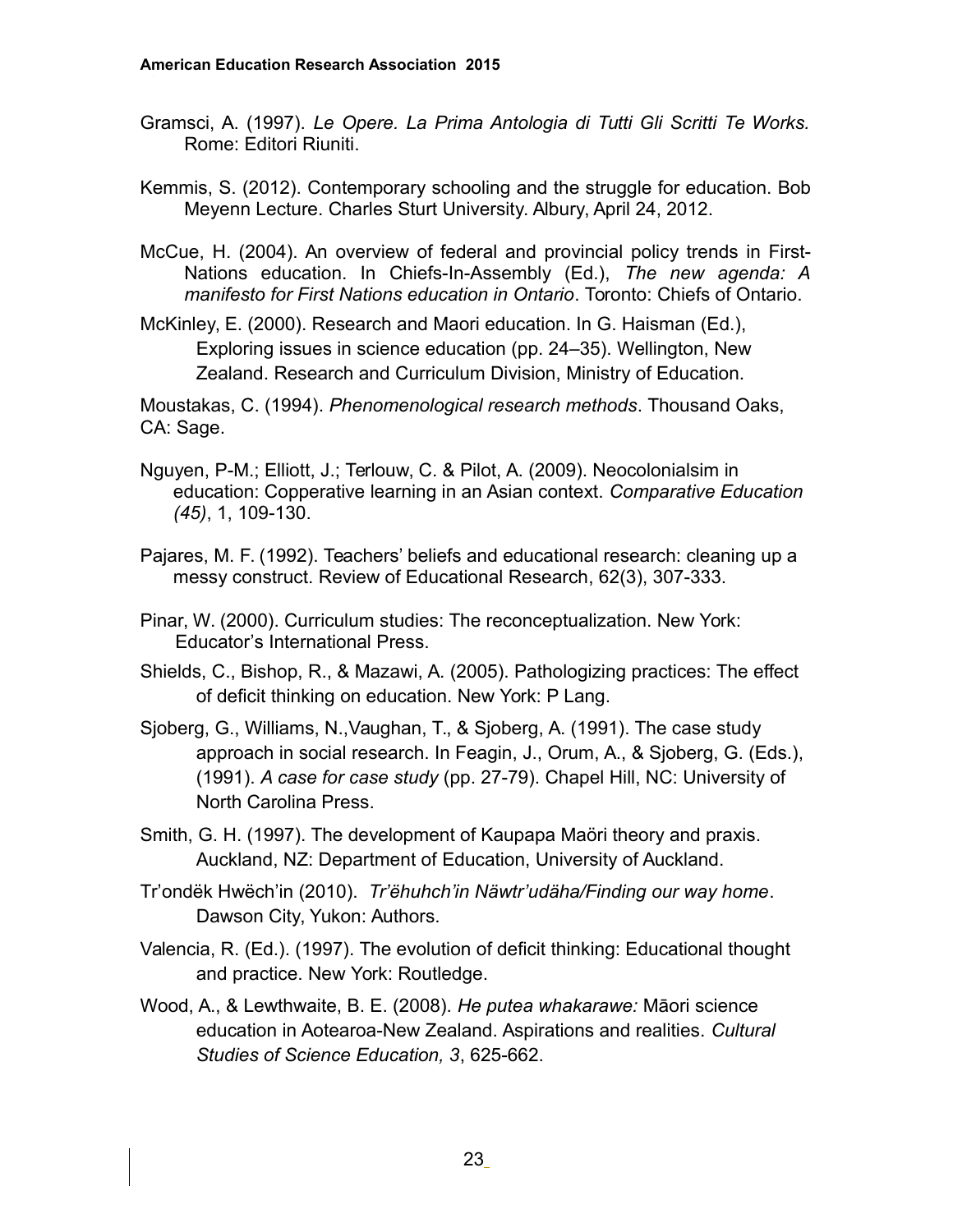Gramsci, A. (1997). *Le Opere. La Prima Antologia di Tutti Gli Scritti Te Works.* Rome: Editori Riuniti.

Kemmis, S. (2012). Contemporary schooling and the struggle for education. Bob Meyenn Lecture. Charles Sturt University. Albury, April 24, 2012.

McCue, H. (2004). An overview of federal and provincial policy trends in First-Nations education. In Chiefs-In-Assembly (Ed.), *The new agenda: A manifesto for First Nations education in Ontario*. Toronto: Chiefs of Ontario.

McKinley, E. (2000). Research and Maori education. In G. Haisman (Ed.), Exploring issues in science education (pp. 24–35). Wellington, New Zealand. Research and Curriculum Division, Ministry of Education.

Moustakas, C. (1994). *Phenomenological research methods*. Thousand Oaks, CA: Sage.

Nguyen, P-M.; Elliott, J.; Terlouw, C. & Pilot, A. (2009). Neocolonialsim in education: Copperative learning in an Asian context. *Comparative Education (45)*, 1, 109-130.

Pajares, M. F. (1992). Teachers' beliefs and educational research: cleaning up a messy construct. Review of Educational Research, 62(3), 307-333.

Pinar, W. (2000). Curriculum studies: The reconceptualization. New York: Educator's International Press.

Shields, C., Bishop, R., & Mazawi, A. (2005). Pathologizing practices: The effect of deficit thinking on education. New York: P Lang.

Sjoberg, G., Williams, N.,Vaughan, T., & Sjoberg, A. (1991). The case study approach in social research. In Feagin, J., Orum, A., & Sjoberg, G. (Eds.), (1991). *A case for case study* (pp. 27-79). Chapel Hill, NC: University of North Carolina Press.

Smith, G. H. (1997). The development of Kaupapa Maöri theory and praxis. Auckland, NZ: Department of Education, University of Auckland.

Tr'ondëk Hwëch'in (2010). *Tr'ëhuhch'in Näwtr'udäha/Finding our way home*. Dawson City, Yukon: Authors.

Valencia, R. (Ed.). (1997). The evolution of deficit thinking: Educational thought and practice. New York: Routledge.

Wood, A., & Lewthwaite, B. E. (2008). *He putea whakarawe:* Māori science education in Aotearoa-New Zealand. Aspirations and realities. *Cultural Studies of Science Education, 3*, 625-662.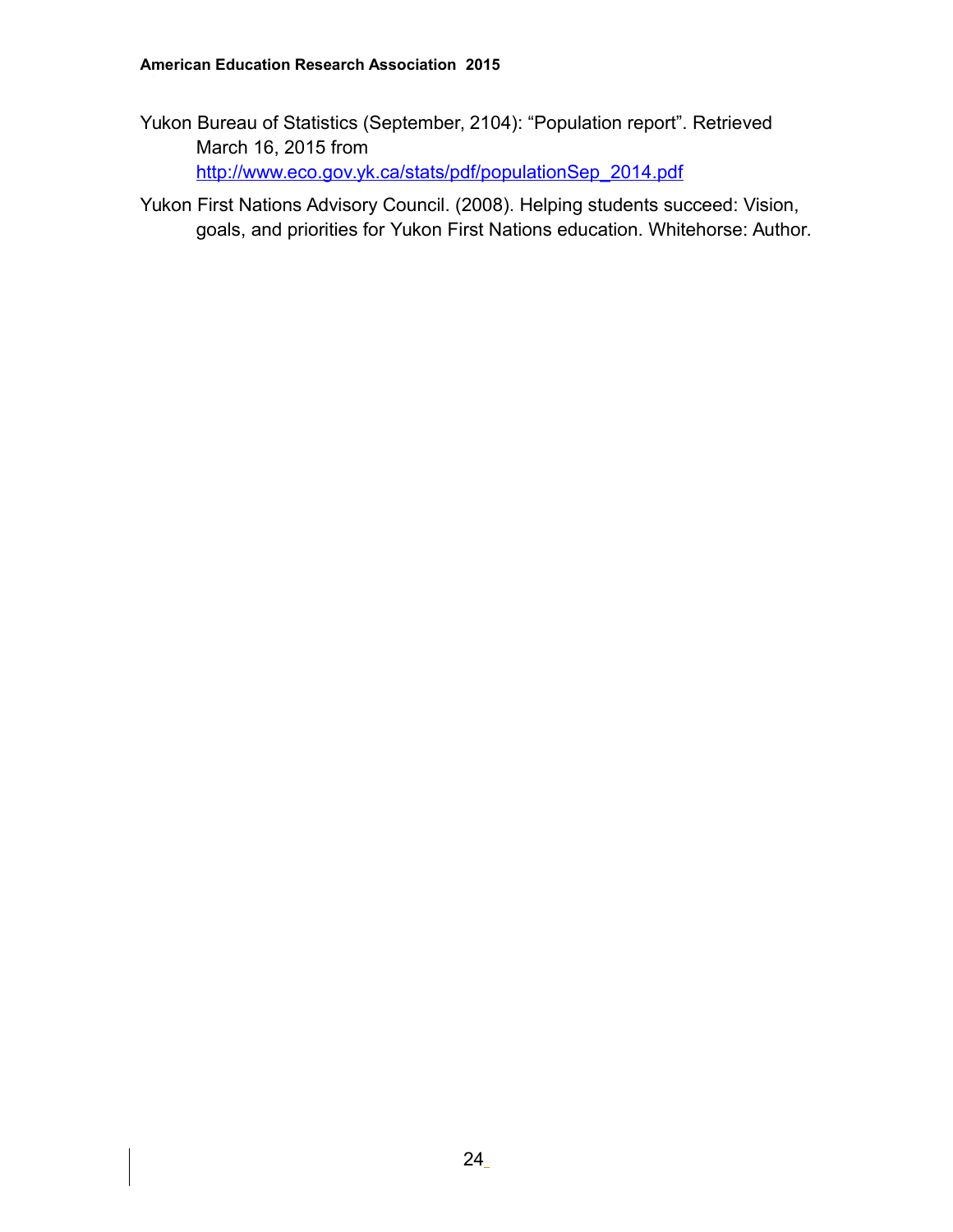Yukon Bureau of Statistics (September, 2104): “Population report”. Retrieved March 16, 2015 from http://www.eco.gov.yk.ca/stats/pdf/populationSep_2014.pdf

Yukon First Nations Advisory Council. (2008). Helping students succeed: Vision, goals, and priorities for Yukon First Nations education. Whitehorse: Author.